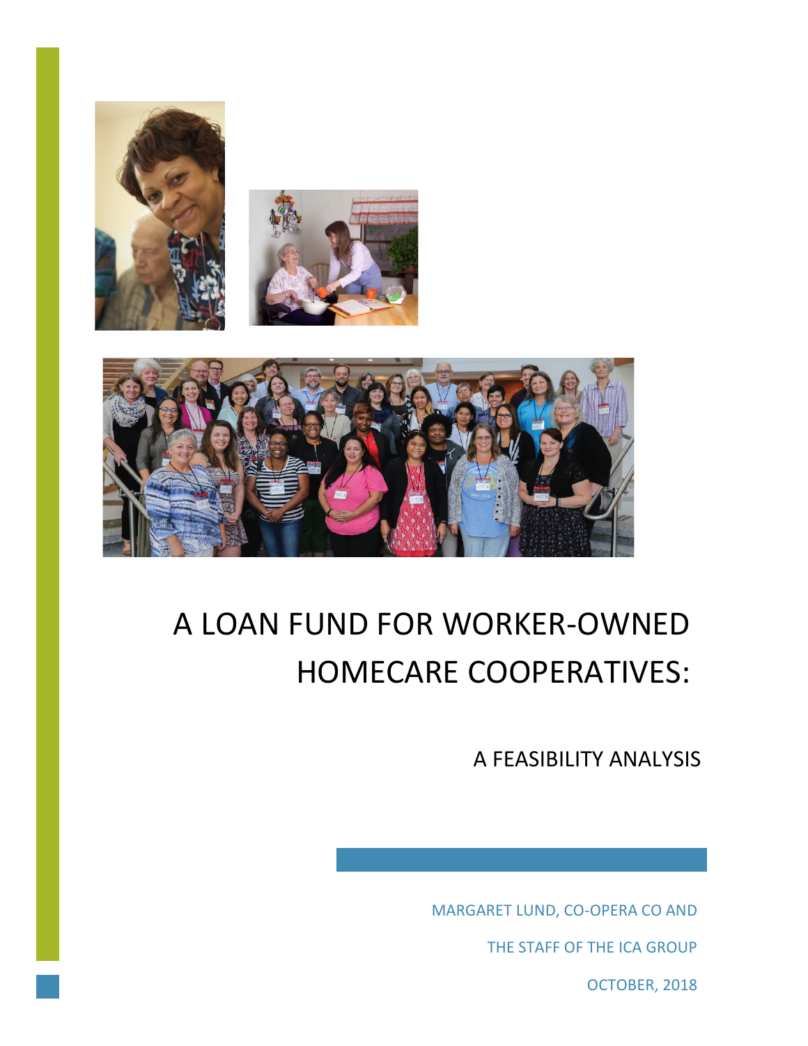# A LOAN FUND FOR WORKER-OWNED HOMECARE COOPERATIVES:

## A FEASIBILITY ANALYSIS

MARGARET LUND, CO-OPERA CO AND

THE STAFF OF THE ICA GROUP

OCTOBER, 2018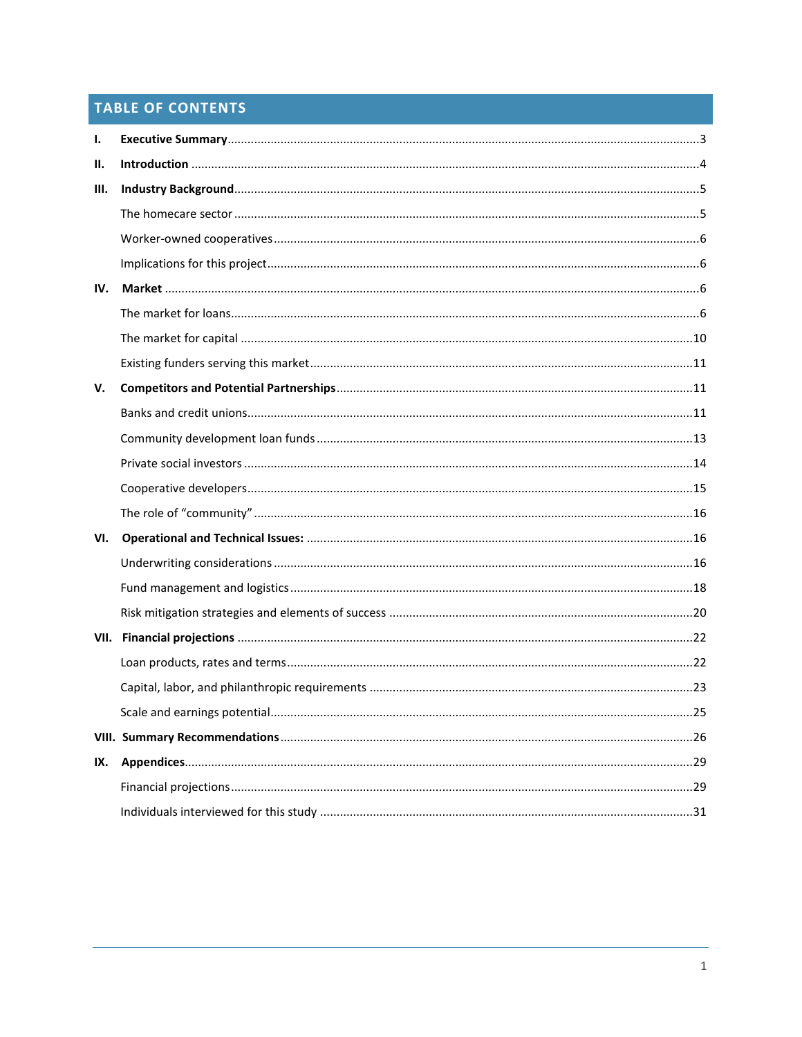## TABLE OF CONTENTS

I. **Executive Summary** ... 3

II. **Introduction** ... 4

III. **Industry Background** ... 5

- The homecare sector ... 5
- Worker-owned cooperatives ... 6
- Implications for this project ... 6

IV. **Market** ... 6

- The market for loans ... 6
- The market for capital ... 10
- Existing funders serving this market ... 11

V. **Competitors and Potential Partnerships** ... 11

- Banks and credit unions ... 11
- Community development loan funds ... 13
- Private social investors ... 14
- Cooperative developers ... 15
- The role of "community" ... 16

VI. **Operational and Technical Issues:** ... 16

- Underwriting considerations ... 16
- Fund management and logistics ... 18
- Risk mitigation strategies and elements of success ... 20

VII. **Financial projections** ... 22

- Loan products, rates and terms ... 22
- Capital, labor, and philanthropic requirements ... 23
- Scale and earnings potential ... 25

VIII. **Summary Recommendations** ... 26

IX. **Appendices** ... 29

- Financial projections ... 29
- Individuals interviewed for this study ... 31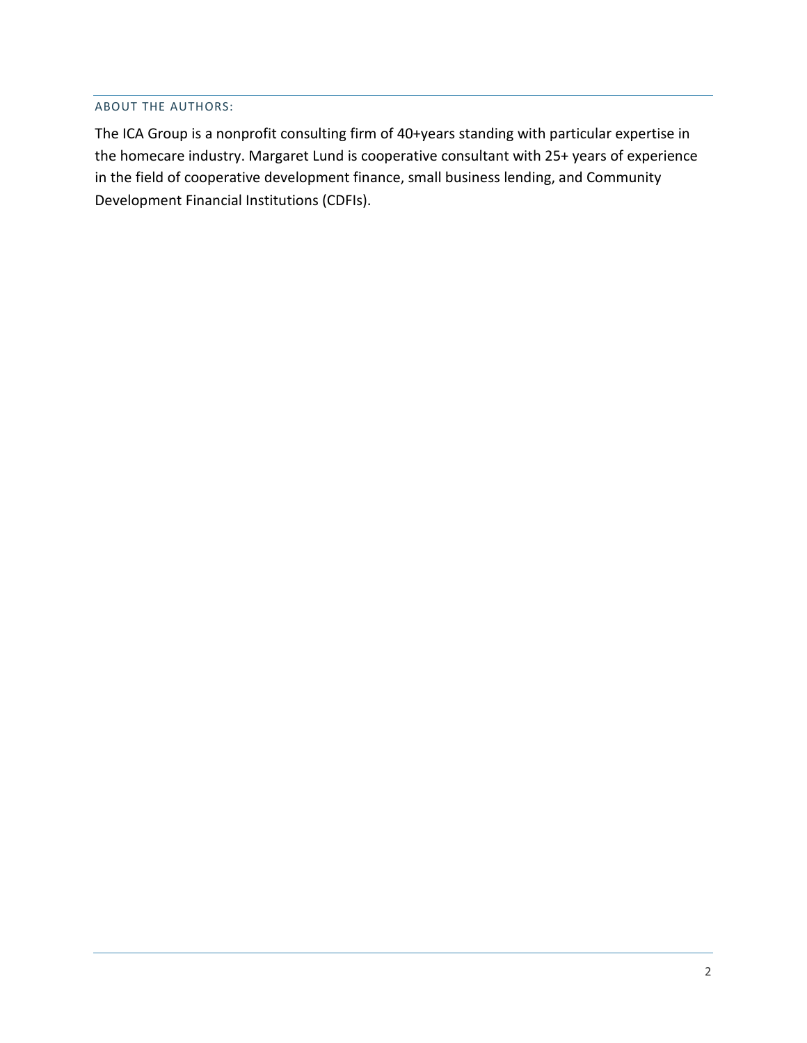## ABOUT THE AUTHORS:

The ICA Group is a nonprofit consulting firm of 40+years standing with particular expertise in the homecare industry. Margaret Lund is cooperative consultant with 25+ years of experience in the field of cooperative development finance, small business lending, and Community Development Financial Institutions (CDFIs).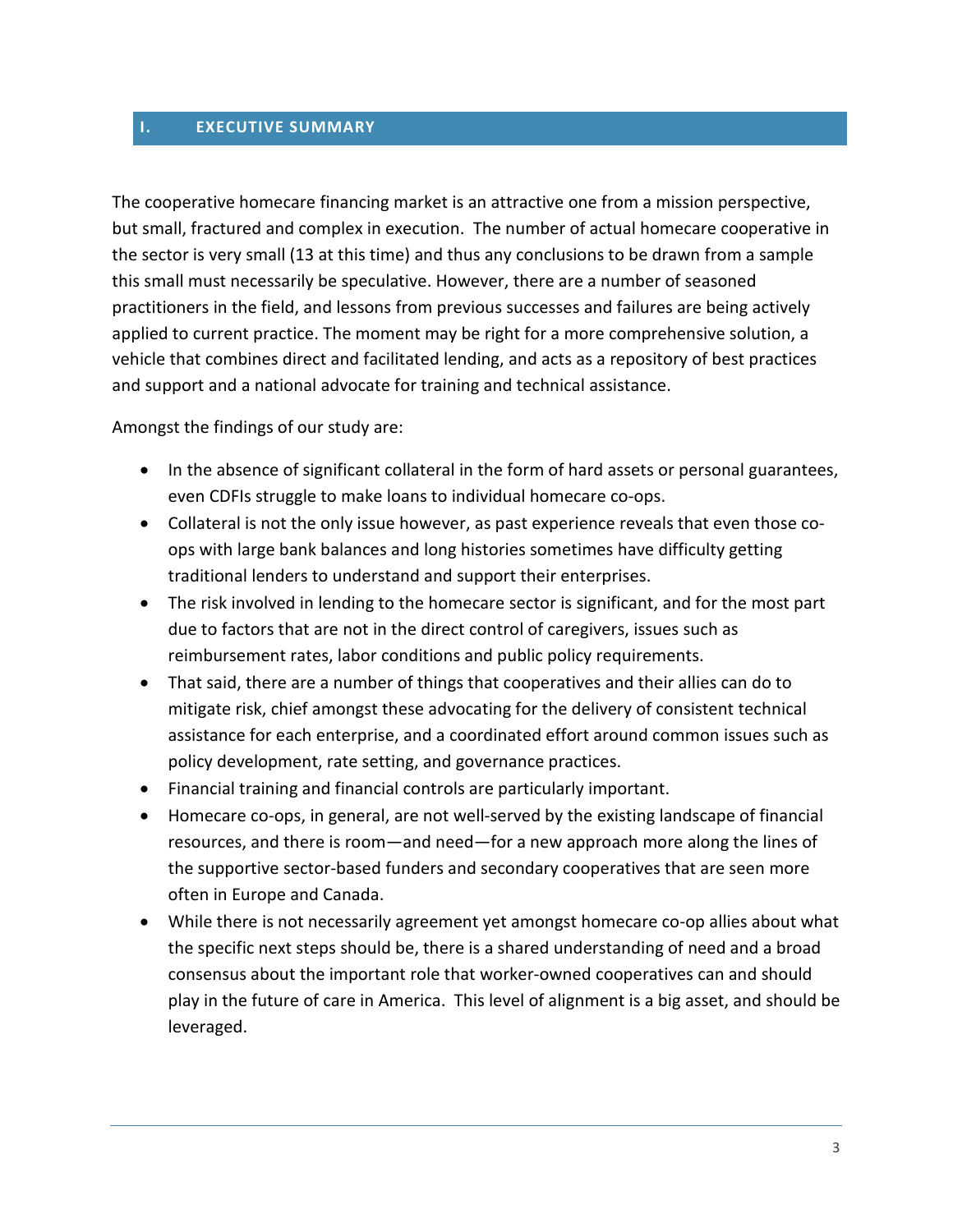## I. EXECUTIVE SUMMARY

The cooperative homecare financing market is an attractive one from a mission perspective, but small, fractured and complex in execution. The number of actual homecare cooperative in the sector is very small (13 at this time) and thus any conclusions to be drawn from a sample this small must necessarily be speculative. However, there are a number of seasoned practitioners in the field, and lessons from previous successes and failures are being actively applied to current practice. The moment may be right for a more comprehensive solution, a vehicle that combines direct and facilitated lending, and acts as a repository of best practices and support and a national advocate for training and technical assistance.

Amongst the findings of our study are:

- In the absence of significant collateral in the form of hard assets or personal guarantees, even CDFIs struggle to make loans to individual homecare co-ops.
- Collateral is not the only issue however, as past experience reveals that even those co-ops with large bank balances and long histories sometimes have difficulty getting traditional lenders to understand and support their enterprises.
- The risk involved in lending to the homecare sector is significant, and for the most part due to factors that are not in the direct control of caregivers, issues such as reimbursement rates, labor conditions and public policy requirements.
- That said, there are a number of things that cooperatives and their allies can do to mitigate risk, chief amongst these advocating for the delivery of consistent technical assistance for each enterprise, and a coordinated effort around common issues such as policy development, rate setting, and governance practices.
- Financial training and financial controls are particularly important.
- Homecare co-ops, in general, are not well-served by the existing landscape of financial resources, and there is room—and need—for a new approach more along the lines of the supportive sector-based funders and secondary cooperatives that are seen more often in Europe and Canada.
- While there is not necessarily agreement yet amongst homecare co-op allies about what the specific next steps should be, there is a shared understanding of need and a broad consensus about the important role that worker-owned cooperatives can and should play in the future of care in America. This level of alignment is a big asset, and should be leveraged.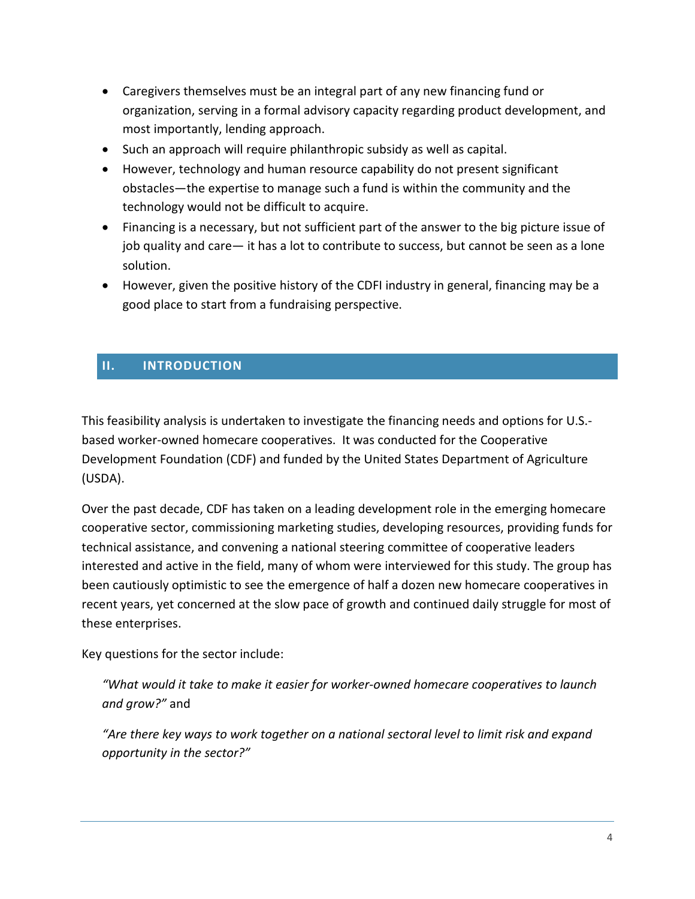- Caregivers themselves must be an integral part of any new financing fund or organization, serving in a formal advisory capacity regarding product development, and most importantly, lending approach.
- Such an approach will require philanthropic subsidy as well as capital.
- However, technology and human resource capability do not present significant obstacles—the expertise to manage such a fund is within the community and the technology would not be difficult to acquire.
- Financing is a necessary, but not sufficient part of the answer to the big picture issue of job quality and care— it has a lot to contribute to success, but cannot be seen as a lone solution.
- However, given the positive history of the CDFI industry in general, financing may be a good place to start from a fundraising perspective.

## II. INTRODUCTION

This feasibility analysis is undertaken to investigate the financing needs and options for U.S.-based worker-owned homecare cooperatives. It was conducted for the Cooperative Development Foundation (CDF) and funded by the United States Department of Agriculture (USDA).

Over the past decade, CDF has taken on a leading development role in the emerging homecare cooperative sector, commissioning marketing studies, developing resources, providing funds for technical assistance, and convening a national steering committee of cooperative leaders interested and active in the field, many of whom were interviewed for this study. The group has been cautiously optimistic to see the emergence of half a dozen new homecare cooperatives in recent years, yet concerned at the slow pace of growth and continued daily struggle for most of these enterprises.

Key questions for the sector include:

> *"What would it take to make it easier for worker-owned homecare cooperatives to launch and grow?"* and
>
> *"Are there key ways to work together on a national sectoral level to limit risk and expand opportunity in the sector?"*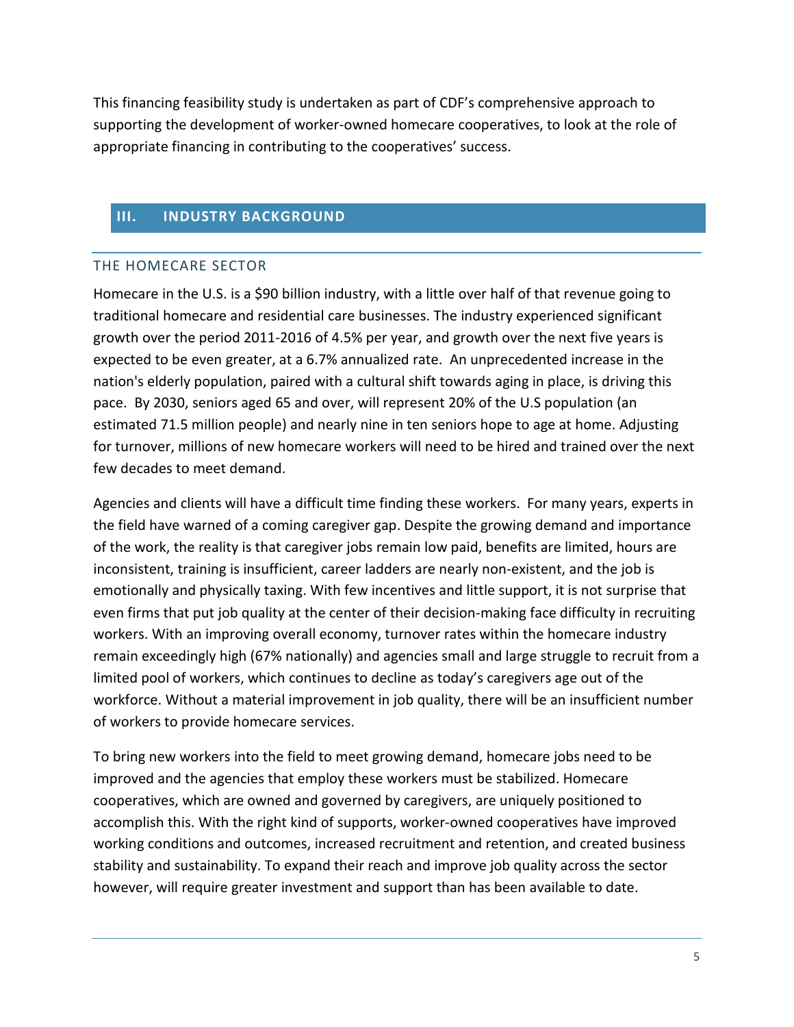This financing feasibility study is undertaken as part of CDF's comprehensive approach to supporting the development of worker-owned homecare cooperatives, to look at the role of appropriate financing in contributing to the cooperatives' success.

## III. INDUSTRY BACKGROUND

### THE HOMECARE SECTOR

Homecare in the U.S. is a $90 billion industry, with a little over half of that revenue going to traditional homecare and residential care businesses. The industry experienced significant growth over the period 2011-2016 of 4.5% per year, and growth over the next five years is expected to be even greater, at a 6.7% annualized rate. An unprecedented increase in the nation's elderly population, paired with a cultural shift towards aging in place, is driving this pace. By 2030, seniors aged 65 and over, will represent 20% of the U.S population (an estimated 71.5 million people) and nearly nine in ten seniors hope to age at home. Adjusting for turnover, millions of new homecare workers will need to be hired and trained over the next few decades to meet demand.

Agencies and clients will have a difficult time finding these workers. For many years, experts in the field have warned of a coming caregiver gap. Despite the growing demand and importance of the work, the reality is that caregiver jobs remain low paid, benefits are limited, hours are inconsistent, training is insufficient, career ladders are nearly non-existent, and the job is emotionally and physically taxing. With few incentives and little support, it is not surprise that even firms that put job quality at the center of their decision-making face difficulty in recruiting workers. With an improving overall economy, turnover rates within the homecare industry remain exceedingly high (67% nationally) and agencies small and large struggle to recruit from a limited pool of workers, which continues to decline as today's caregivers age out of the workforce. Without a material improvement in job quality, there will be an insufficient number of workers to provide homecare services.

To bring new workers into the field to meet growing demand, homecare jobs need to be improved and the agencies that employ these workers must be stabilized. Homecare cooperatives, which are owned and governed by caregivers, are uniquely positioned to accomplish this. With the right kind of supports, worker-owned cooperatives have improved working conditions and outcomes, increased recruitment and retention, and created business stability and sustainability. To expand their reach and improve job quality across the sector however, will require greater investment and support than has been available to date.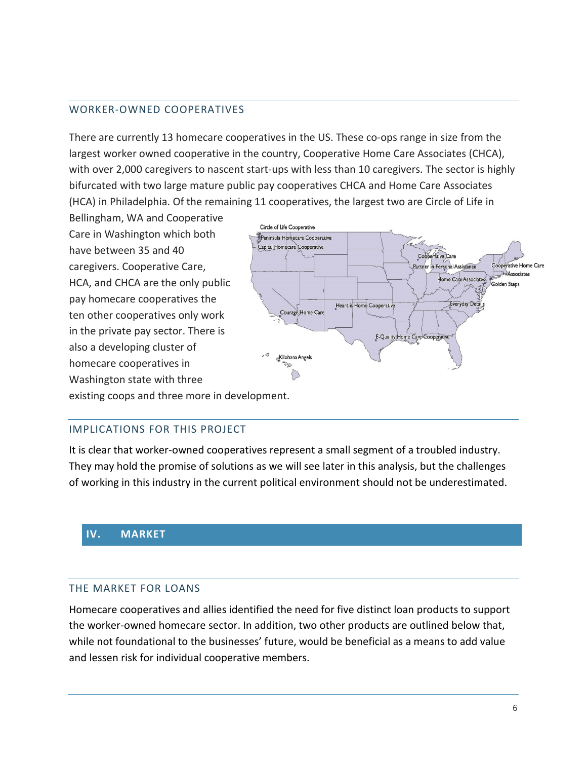## WORKER-OWNED COOPERATIVES

There are currently 13 homecare cooperatives in the US. These co-ops range in size from the largest worker owned cooperative in the country, Cooperative Home Care Associates (CHCA), with over 2,000 caregivers to nascent start-ups with less than 10 caregivers. The sector is highly bifurcated with two large mature public pay cooperatives CHCA and Home Care Associates (HCA) in Philadelphia. Of the remaining 11 cooperatives, the largest two are Circle of Life in Bellingham, WA and Cooperative Care in Washington which both have between 35 and 40 caregivers. Cooperative Care, HCA, and CHCA are the only public pay homecare cooperatives the ten other cooperatives only work in the private pay sector. There is also a developing cluster of homecare cooperatives in Washington state with three existing coops and three more in development.

## IMPLICATIONS FOR THIS PROJECT

It is clear that worker-owned cooperatives represent a small segment of a troubled industry. They may hold the promise of solutions as we will see later in this analysis, but the challenges of working in this industry in the current political environment should not be underestimated.

# IV. MARKET

## THE MARKET FOR LOANS

Homecare cooperatives and allies identified the need for five distinct loan products to support the worker-owned homecare sector. In addition, two other products are outlined below that, while not foundational to the businesses' future, would be beneficial as a means to add value and lessen risk for individual cooperative members.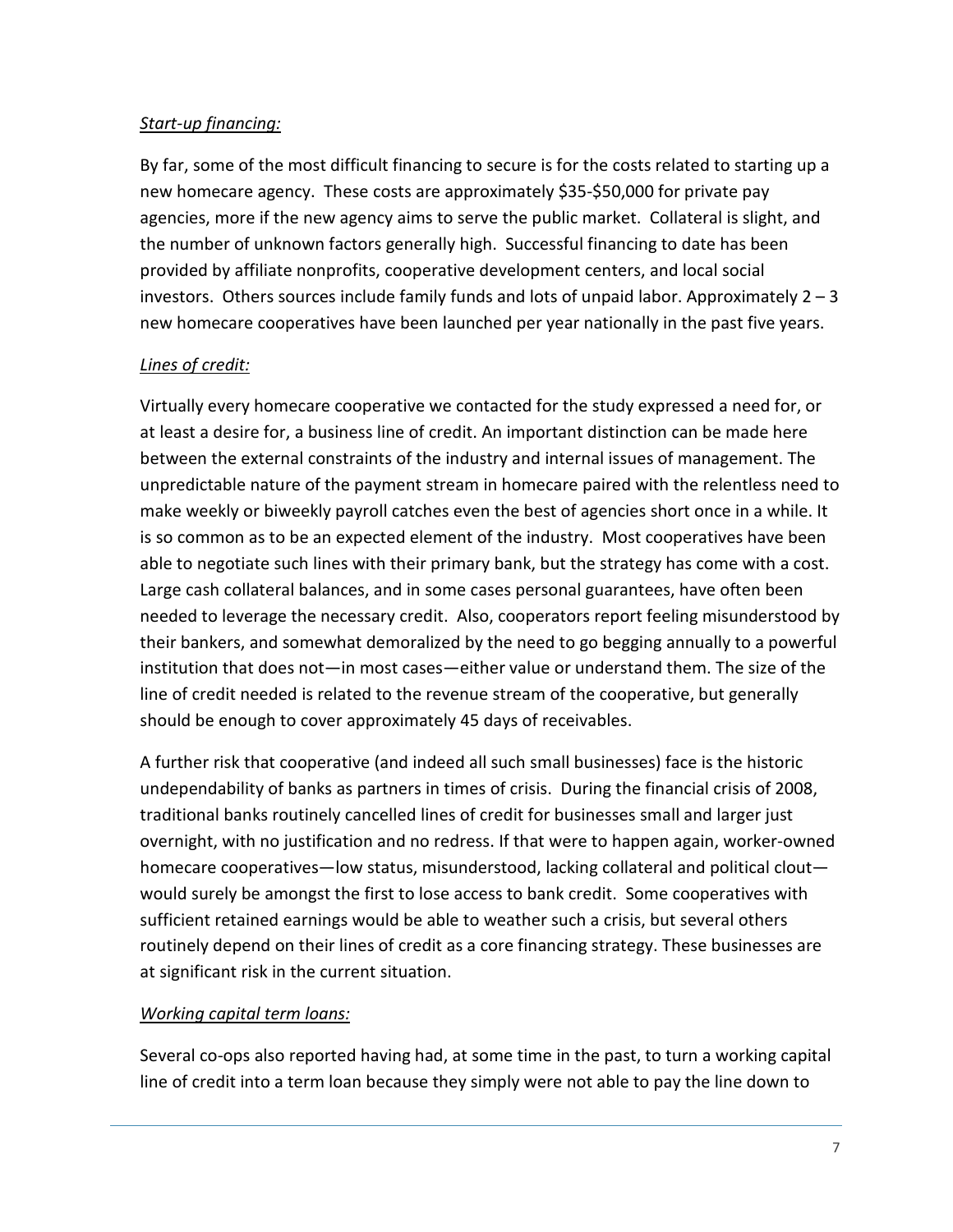*Start-up financing:*

By far, some of the most difficult financing to secure is for the costs related to starting up a new homecare agency. These costs are approximately $35-$50,000 for private pay agencies, more if the new agency aims to serve the public market. Collateral is slight, and the number of unknown factors generally high. Successful financing to date has been provided by affiliate nonprofits, cooperative development centers, and local social investors. Others sources include family funds and lots of unpaid labor. Approximately 2 – 3 new homecare cooperatives have been launched per year nationally in the past five years.

*Lines of credit:*

Virtually every homecare cooperative we contacted for the study expressed a need for, or at least a desire for, a business line of credit. An important distinction can be made here between the external constraints of the industry and internal issues of management. The unpredictable nature of the payment stream in homecare paired with the relentless need to make weekly or biweekly payroll catches even the best of agencies short once in a while. It is so common as to be an expected element of the industry. Most cooperatives have been able to negotiate such lines with their primary bank, but the strategy has come with a cost. Large cash collateral balances, and in some cases personal guarantees, have often been needed to leverage the necessary credit. Also, cooperators report feeling misunderstood by their bankers, and somewhat demoralized by the need to go begging annually to a powerful institution that does not—in most cases—either value or understand them. The size of the line of credit needed is related to the revenue stream of the cooperative, but generally should be enough to cover approximately 45 days of receivables.

A further risk that cooperative (and indeed all such small businesses) face is the historic undependability of banks as partners in times of crisis. During the financial crisis of 2008, traditional banks routinely cancelled lines of credit for businesses small and larger just overnight, with no justification and no redress. If that were to happen again, worker-owned homecare cooperatives—low status, misunderstood, lacking collateral and political clout—would surely be amongst the first to lose access to bank credit. Some cooperatives with sufficient retained earnings would be able to weather such a crisis, but several others routinely depend on their lines of credit as a core financing strategy. These businesses are at significant risk in the current situation.

*Working capital term loans:*

Several co-ops also reported having had, at some time in the past, to turn a working capital line of credit into a term loan because they simply were not able to pay the line down to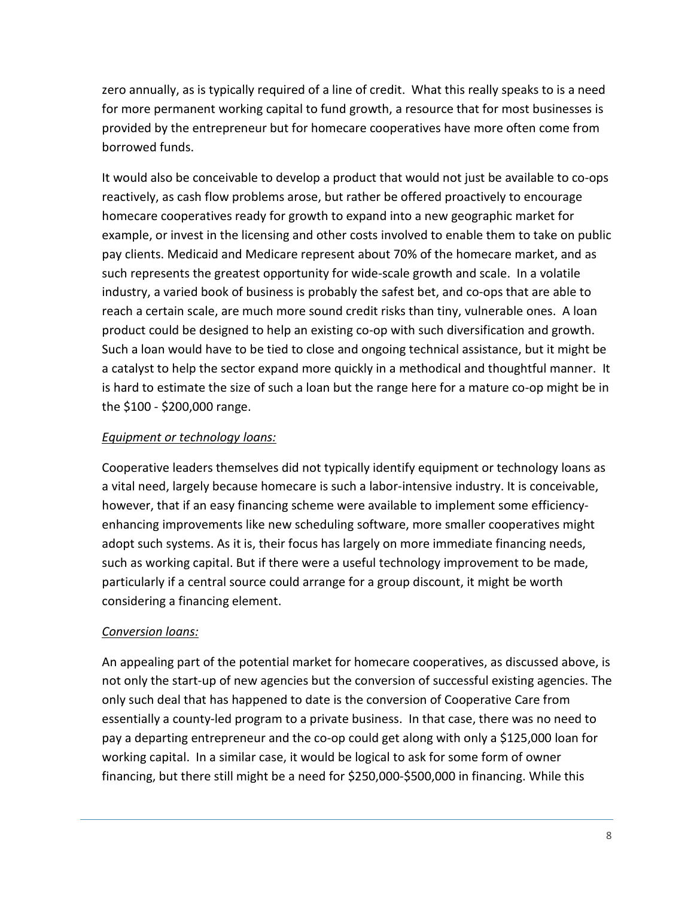zero annually, as is typically required of a line of credit. What this really speaks to is a need for more permanent working capital to fund growth, a resource that for most businesses is provided by the entrepreneur but for homecare cooperatives have more often come from borrowed funds.

It would also be conceivable to develop a product that would not just be available to co-ops reactively, as cash flow problems arose, but rather be offered proactively to encourage homecare cooperatives ready for growth to expand into a new geographic market for example, or invest in the licensing and other costs involved to enable them to take on public pay clients. Medicaid and Medicare represent about 70% of the homecare market, and as such represents the greatest opportunity for wide-scale growth and scale. In a volatile industry, a varied book of business is probably the safest bet, and co-ops that are able to reach a certain scale, are much more sound credit risks than tiny, vulnerable ones. A loan product could be designed to help an existing co-op with such diversification and growth. Such a loan would have to be tied to close and ongoing technical assistance, but it might be a catalyst to help the sector expand more quickly in a methodical and thoughtful manner. It is hard to estimate the size of such a loan but the range here for a mature co-op might be in the $100 - $200,000 range.

*Equipment or technology loans:*

Cooperative leaders themselves did not typically identify equipment or technology loans as a vital need, largely because homecare is such a labor-intensive industry. It is conceivable, however, that if an easy financing scheme were available to implement some efficiency-enhancing improvements like new scheduling software, more smaller cooperatives might adopt such systems. As it is, their focus has largely on more immediate financing needs, such as working capital. But if there were a useful technology improvement to be made, particularly if a central source could arrange for a group discount, it might be worth considering a financing element.

*Conversion loans:*

An appealing part of the potential market for homecare cooperatives, as discussed above, is not only the start-up of new agencies but the conversion of successful existing agencies. The only such deal that has happened to date is the conversion of Cooperative Care from essentially a county-led program to a private business. In that case, there was no need to pay a departing entrepreneur and the co-op could get along with only a $125,000 loan for working capital. In a similar case, it would be logical to ask for some form of owner financing, but there still might be a need for $250,000-$500,000 in financing. While this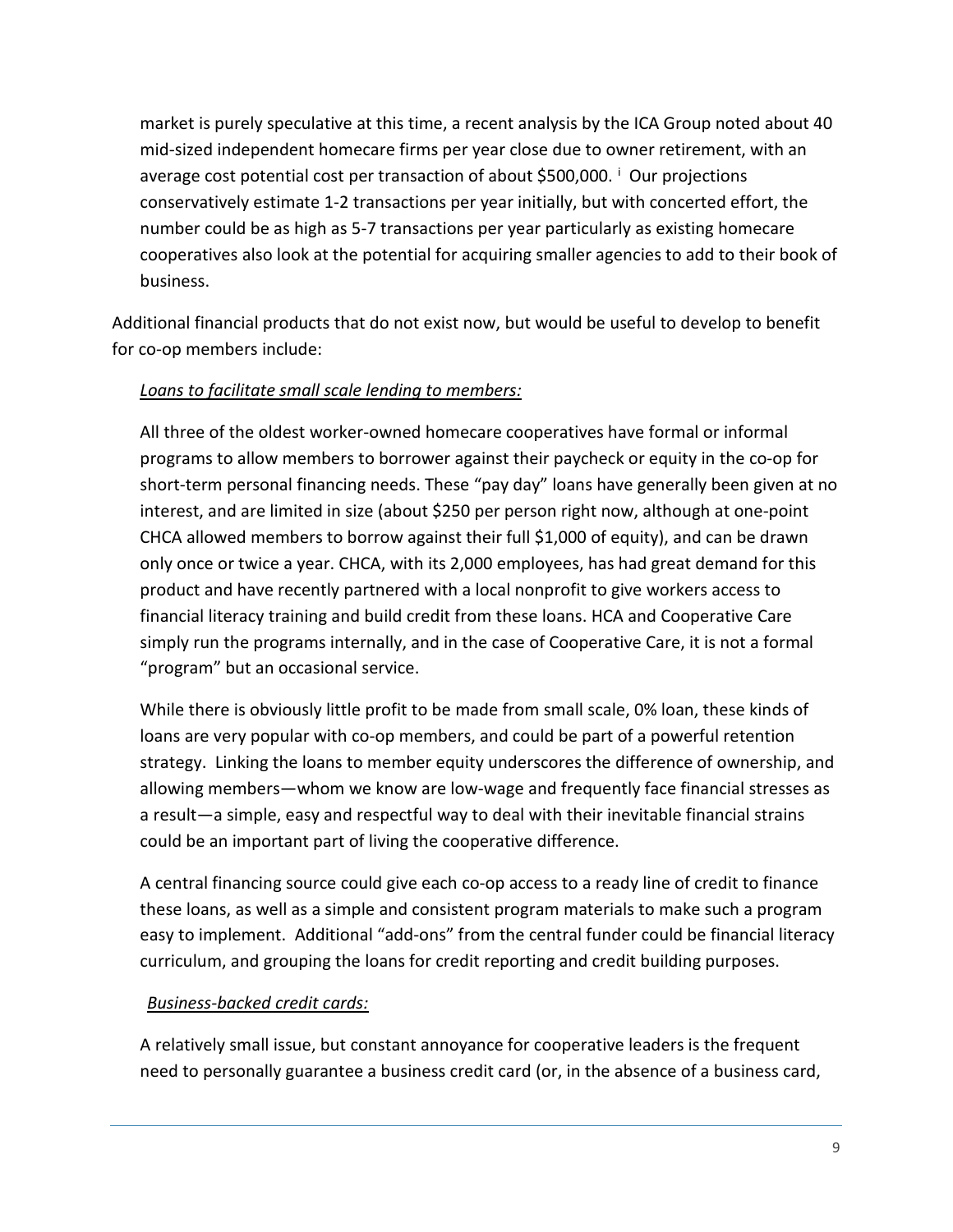market is purely speculative at this time, a recent analysis by the ICA Group noted about 40 mid-sized independent homecare firms per year close due to owner retirement, with an average cost potential cost per transaction of about $500,000. [i] Our projections conservatively estimate 1-2 transactions per year initially, but with concerted effort, the number could be as high as 5-7 transactions per year particularly as existing homecare cooperatives also look at the potential for acquiring smaller agencies to add to their book of business.

Additional financial products that do not exist now, but would be useful to develop to benefit for co-op members include:

*Loans to facilitate small scale lending to members:*

All three of the oldest worker-owned homecare cooperatives have formal or informal programs to allow members to borrower against their paycheck or equity in the co-op for short-term personal financing needs. These "pay day" loans have generally been given at no interest, and are limited in size (about $250 per person right now, although at one-point CHCA allowed members to borrow against their full $1,000 of equity), and can be drawn only once or twice a year. CHCA, with its 2,000 employees, has had great demand for this product and have recently partnered with a local nonprofit to give workers access to financial literacy training and build credit from these loans. HCA and Cooperative Care simply run the programs internally, and in the case of Cooperative Care, it is not a formal "program" but an occasional service.

While there is obviously little profit to be made from small scale, 0% loan, these kinds of loans are very popular with co-op members, and could be part of a powerful retention strategy. Linking the loans to member equity underscores the difference of ownership, and allowing members—whom we know are low-wage and frequently face financial stresses as a result—a simple, easy and respectful way to deal with their inevitable financial strains could be an important part of living the cooperative difference.

A central financing source could give each co-op access to a ready line of credit to finance these loans, as well as a simple and consistent program materials to make such a program easy to implement. Additional "add-ons" from the central funder could be financial literacy curriculum, and grouping the loans for credit reporting and credit building purposes.

*Business-backed credit cards:*

A relatively small issue, but constant annoyance for cooperative leaders is the frequent need to personally guarantee a business credit card (or, in the absence of a business card,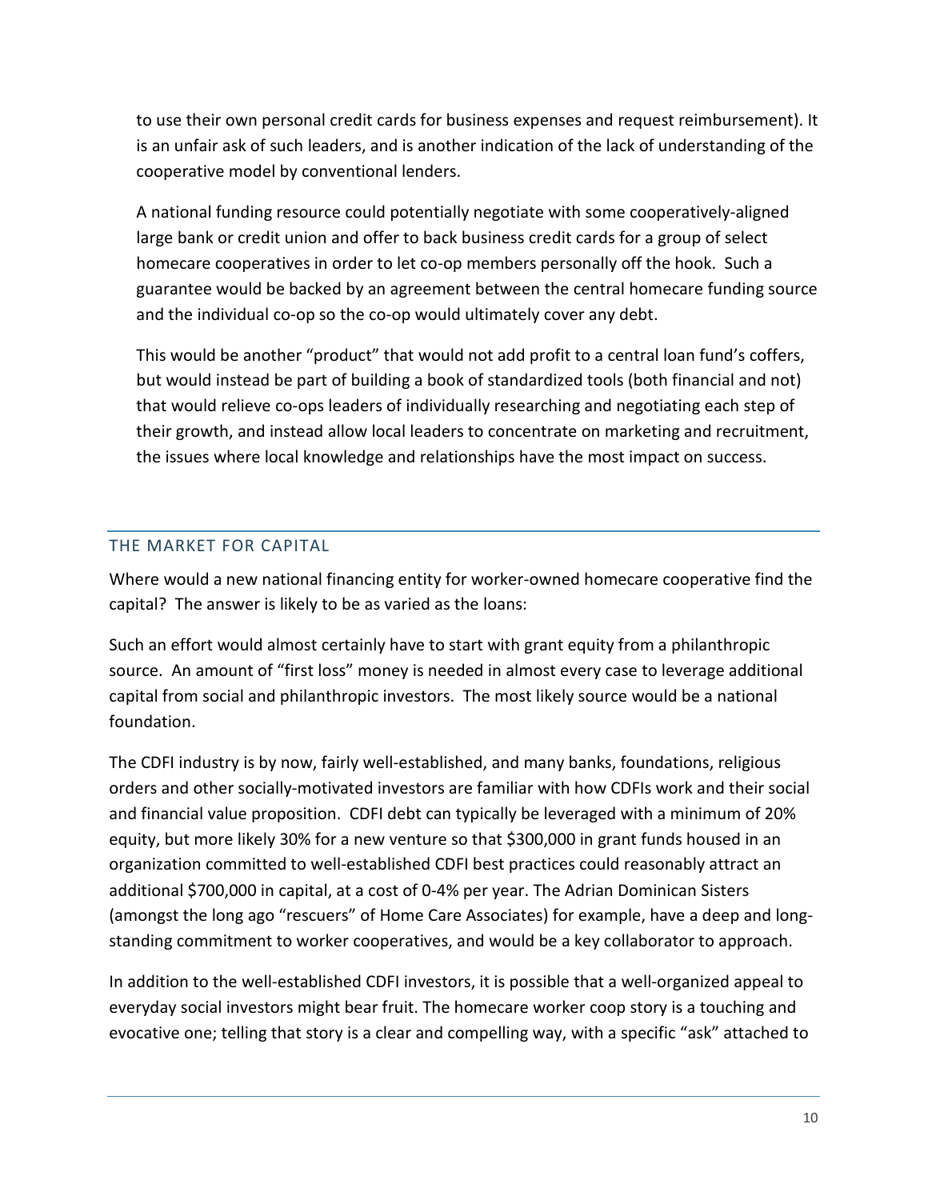to use their own personal credit cards for business expenses and request reimbursement). It is an unfair ask of such leaders, and is another indication of the lack of understanding of the cooperative model by conventional lenders.

A national funding resource could potentially negotiate with some cooperatively-aligned large bank or credit union and offer to back business credit cards for a group of select homecare cooperatives in order to let co-op members personally off the hook. Such a guarantee would be backed by an agreement between the central homecare funding source and the individual co-op so the co-op would ultimately cover any debt.

This would be another "product" that would not add profit to a central loan fund's coffers, but would instead be part of building a book of standardized tools (both financial and not) that would relieve co-ops leaders of individually researching and negotiating each step of their growth, and instead allow local leaders to concentrate on marketing and recruitment, the issues where local knowledge and relationships have the most impact on success.

## THE MARKET FOR CAPITAL

Where would a new national financing entity for worker-owned homecare cooperative find the capital? The answer is likely to be as varied as the loans:

Such an effort would almost certainly have to start with grant equity from a philanthropic source. An amount of "first loss" money is needed in almost every case to leverage additional capital from social and philanthropic investors. The most likely source would be a national foundation.

The CDFI industry is by now, fairly well-established, and many banks, foundations, religious orders and other socially-motivated investors are familiar with how CDFIs work and their social and financial value proposition. CDFI debt can typically be leveraged with a minimum of 20% equity, but more likely 30% for a new venture so that $300,000 in grant funds housed in an organization committed to well-established CDFI best practices could reasonably attract an additional $700,000 in capital, at a cost of 0-4% per year. The Adrian Dominican Sisters (amongst the long ago "rescuers" of Home Care Associates) for example, have a deep and long-standing commitment to worker cooperatives, and would be a key collaborator to approach.

In addition to the well-established CDFI investors, it is possible that a well-organized appeal to everyday social investors might bear fruit. The homecare worker coop story is a touching and evocative one; telling that story is a clear and compelling way, with a specific "ask" attached to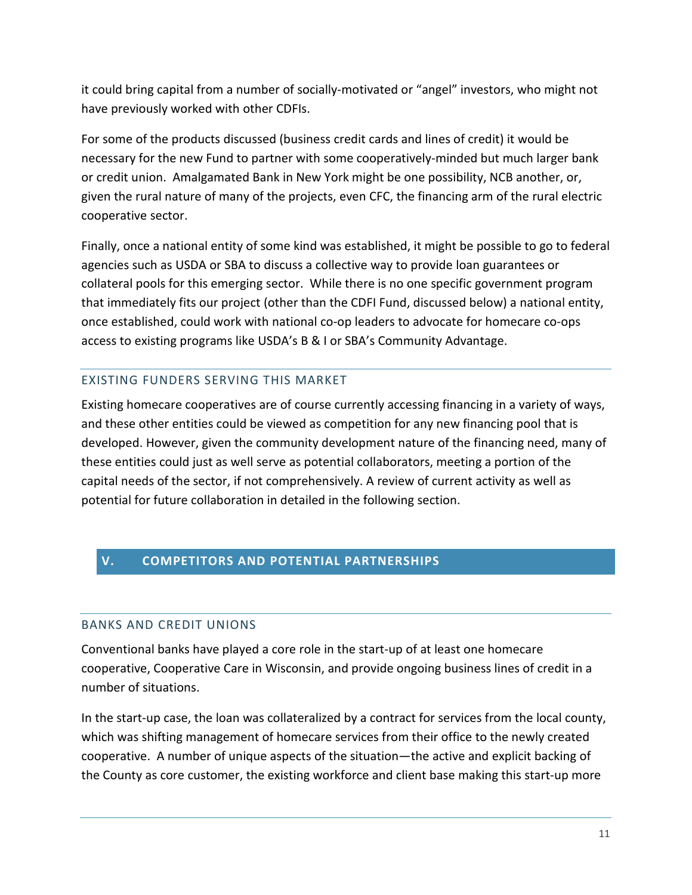it could bring capital from a number of socially-motivated or "angel" investors, who might not have previously worked with other CDFIs.

For some of the products discussed (business credit cards and lines of credit) it would be necessary for the new Fund to partner with some cooperatively-minded but much larger bank or credit union. Amalgamated Bank in New York might be one possibility, NCB another, or, given the rural nature of many of the projects, even CFC, the financing arm of the rural electric cooperative sector.

Finally, once a national entity of some kind was established, it might be possible to go to federal agencies such as USDA or SBA to discuss a collective way to provide loan guarantees or collateral pools for this emerging sector. While there is no one specific government program that immediately fits our project (other than the CDFI Fund, discussed below) a national entity, once established, could work with national co-op leaders to advocate for homecare co-ops access to existing programs like USDA's B & I or SBA's Community Advantage.

### EXISTING FUNDERS SERVING THIS MARKET

Existing homecare cooperatives are of course currently accessing financing in a variety of ways, and these other entities could be viewed as competition for any new financing pool that is developed. However, given the community development nature of the financing need, many of these entities could just as well serve as potential collaborators, meeting a portion of the capital needs of the sector, if not comprehensively. A review of current activity as well as potential for future collaboration in detailed in the following section.

## V. COMPETITORS AND POTENTIAL PARTNERSHIPS

### BANKS AND CREDIT UNIONS

Conventional banks have played a core role in the start-up of at least one homecare cooperative, Cooperative Care in Wisconsin, and provide ongoing business lines of credit in a number of situations.

In the start-up case, the loan was collateralized by a contract for services from the local county, which was shifting management of homecare services from their office to the newly created cooperative. A number of unique aspects of the situation—the active and explicit backing of the County as core customer, the existing workforce and client base making this start-up more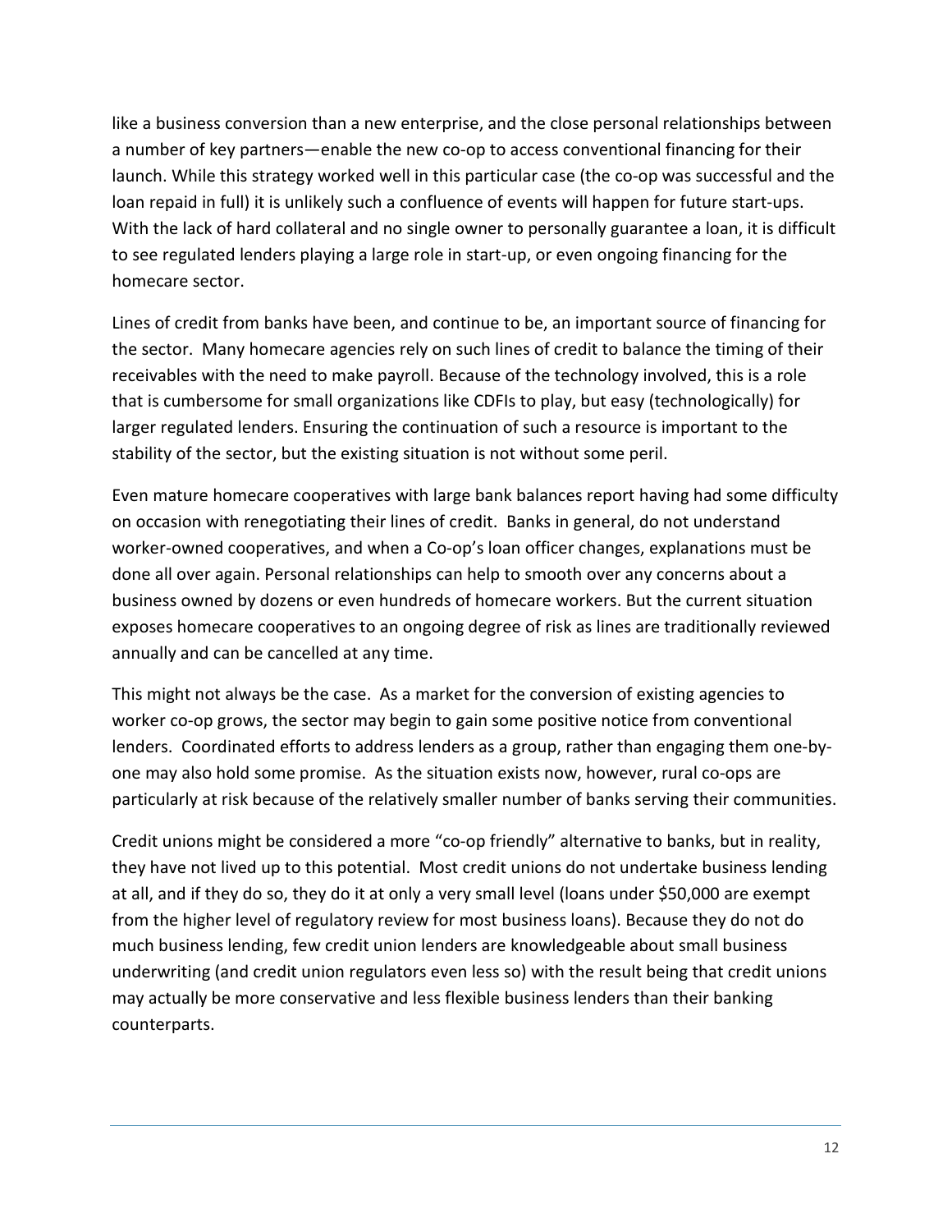like a business conversion than a new enterprise, and the close personal relationships between a number of key partners—enable the new co-op to access conventional financing for their launch. While this strategy worked well in this particular case (the co-op was successful and the loan repaid in full) it is unlikely such a confluence of events will happen for future start-ups. With the lack of hard collateral and no single owner to personally guarantee a loan, it is difficult to see regulated lenders playing a large role in start-up, or even ongoing financing for the homecare sector.

Lines of credit from banks have been, and continue to be, an important source of financing for the sector. Many homecare agencies rely on such lines of credit to balance the timing of their receivables with the need to make payroll. Because of the technology involved, this is a role that is cumbersome for small organizations like CDFIs to play, but easy (technologically) for larger regulated lenders. Ensuring the continuation of such a resource is important to the stability of the sector, but the existing situation is not without some peril.

Even mature homecare cooperatives with large bank balances report having had some difficulty on occasion with renegotiating their lines of credit. Banks in general, do not understand worker-owned cooperatives, and when a Co-op's loan officer changes, explanations must be done all over again. Personal relationships can help to smooth over any concerns about a business owned by dozens or even hundreds of homecare workers. But the current situation exposes homecare cooperatives to an ongoing degree of risk as lines are traditionally reviewed annually and can be cancelled at any time.

This might not always be the case. As a market for the conversion of existing agencies to worker co-op grows, the sector may begin to gain some positive notice from conventional lenders. Coordinated efforts to address lenders as a group, rather than engaging them one-by-one may also hold some promise. As the situation exists now, however, rural co-ops are particularly at risk because of the relatively smaller number of banks serving their communities.

Credit unions might be considered a more "co-op friendly" alternative to banks, but in reality, they have not lived up to this potential. Most credit unions do not undertake business lending at all, and if they do so, they do it at only a very small level (loans under $50,000 are exempt from the higher level of regulatory review for most business loans). Because they do not do much business lending, few credit union lenders are knowledgeable about small business underwriting (and credit union regulators even less so) with the result being that credit unions may actually be more conservative and less flexible business lenders than their banking counterparts.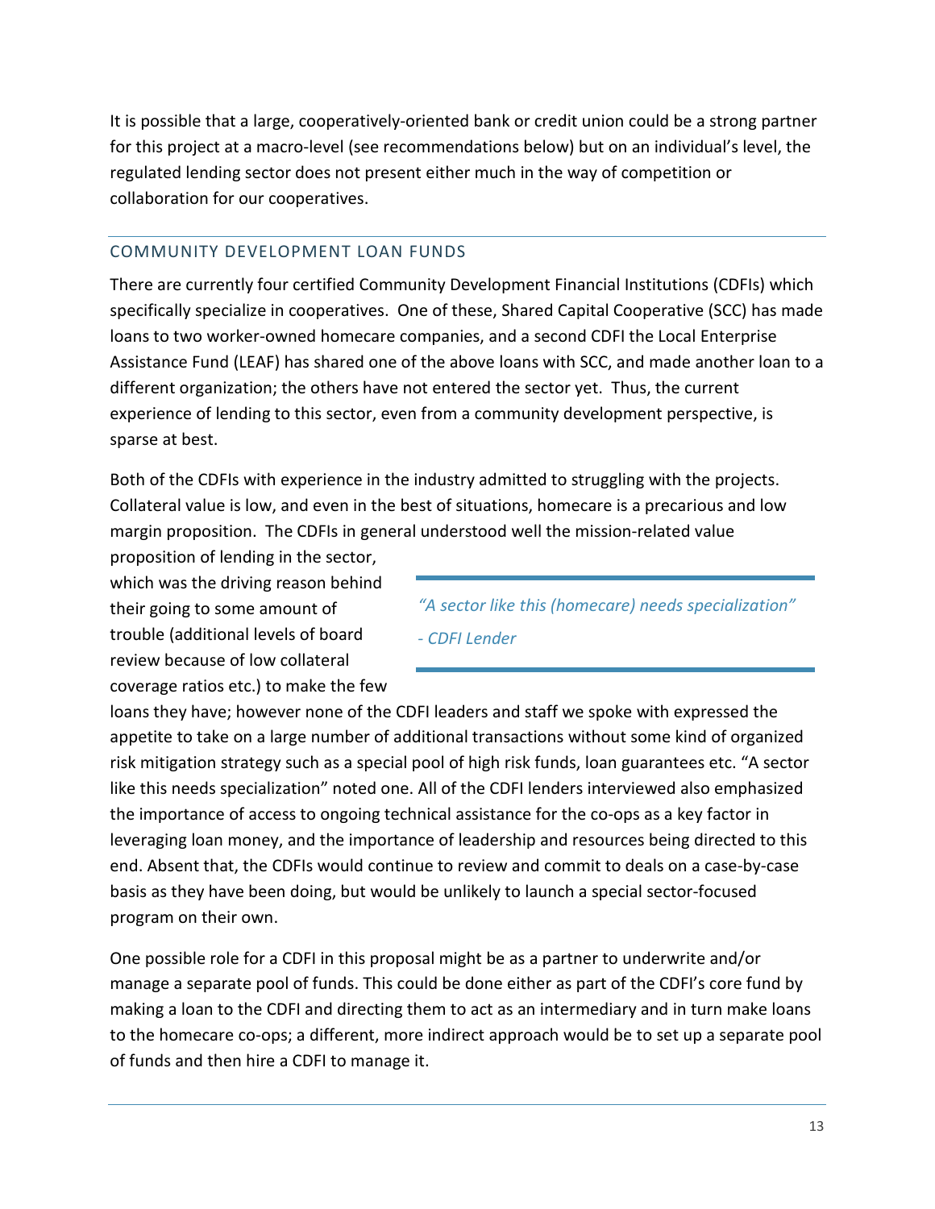It is possible that a large, cooperatively-oriented bank or credit union could be a strong partner for this project at a macro-level (see recommendations below) but on an individual's level, the regulated lending sector does not present either much in the way of competition or collaboration for our cooperatives.

## COMMUNITY DEVELOPMENT LOAN FUNDS

There are currently four certified Community Development Financial Institutions (CDFIs) which specifically specialize in cooperatives. One of these, Shared Capital Cooperative (SCC) has made loans to two worker-owned homecare companies, and a second CDFI the Local Enterprise Assistance Fund (LEAF) has shared one of the above loans with SCC, and made another loan to a different organization; the others have not entered the sector yet. Thus, the current experience of lending to this sector, even from a community development perspective, is sparse at best.

Both of the CDFIs with experience in the industry admitted to struggling with the projects. Collateral value is low, and even in the best of situations, homecare is a precarious and low margin proposition. The CDFIs in general understood well the mission-related value proposition of lending in the sector, which was the driving reason behind their going to some amount of trouble (additional levels of board review because of low collateral coverage ratios etc.) to make the few loans they have; however none of the CDFI leaders and staff we spoke with expressed the appetite to take on a large number of additional transactions without some kind of organized risk mitigation strategy such as a special pool of high risk funds, loan guarantees etc. "A sector like this needs specialization" noted one. All of the CDFI lenders interviewed also emphasized the importance of access to ongoing technical assistance for the co-ops as a key factor in leveraging loan money, and the importance of leadership and resources being directed to this end. Absent that, the CDFIs would continue to review and commit to deals on a case-by-case basis as they have been doing, but would be unlikely to launch a special sector-focused program on their own.

> *"A sector like this (homecare) needs specialization"*
>
> *- CDFI Lender*

One possible role for a CDFI in this proposal might be as a partner to underwrite and/or manage a separate pool of funds. This could be done either as part of the CDFI's core fund by making a loan to the CDFI and directing them to act as an intermediary and in turn make loans to the homecare co-ops; a different, more indirect approach would be to set up a separate pool of funds and then hire a CDFI to manage it.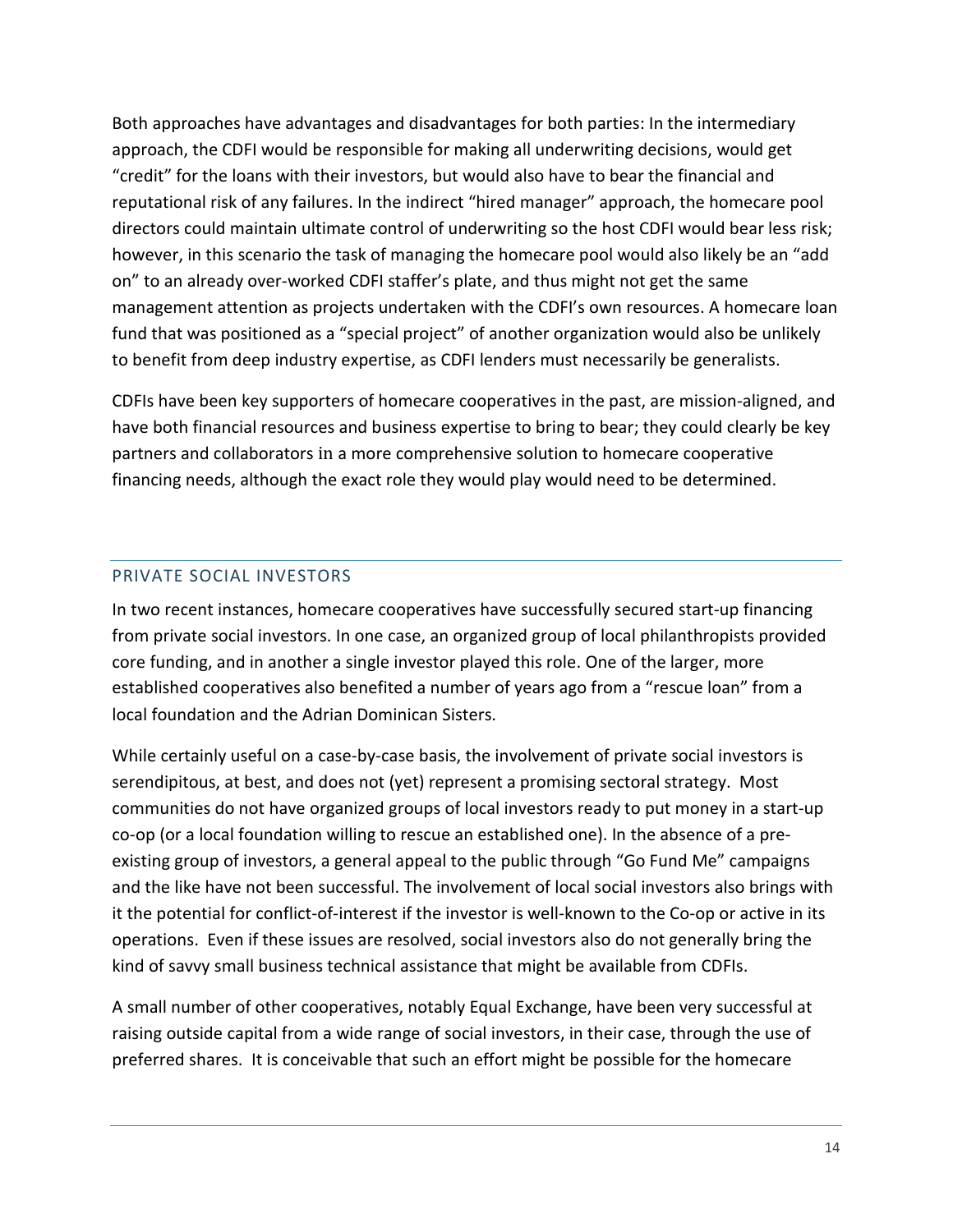Both approaches have advantages and disadvantages for both parties: In the intermediary approach, the CDFI would be responsible for making all underwriting decisions, would get "credit" for the loans with their investors, but would also have to bear the financial and reputational risk of any failures. In the indirect "hired manager" approach, the homecare pool directors could maintain ultimate control of underwriting so the host CDFI would bear less risk; however, in this scenario the task of managing the homecare pool would also likely be an "add on" to an already over-worked CDFI staffer's plate, and thus might not get the same management attention as projects undertaken with the CDFI's own resources. A homecare loan fund that was positioned as a "special project" of another organization would also be unlikely to benefit from deep industry expertise, as CDFI lenders must necessarily be generalists.

CDFIs have been key supporters of homecare cooperatives in the past, are mission-aligned, and have both financial resources and business expertise to bring to bear; they could clearly be key partners and collaborators in a more comprehensive solution to homecare cooperative financing needs, although the exact role they would play would need to be determined.

## PRIVATE SOCIAL INVESTORS

In two recent instances, homecare cooperatives have successfully secured start-up financing from private social investors. In one case, an organized group of local philanthropists provided core funding, and in another a single investor played this role. One of the larger, more established cooperatives also benefited a number of years ago from a "rescue loan" from a local foundation and the Adrian Dominican Sisters.

While certainly useful on a case-by-case basis, the involvement of private social investors is serendipitous, at best, and does not (yet) represent a promising sectoral strategy. Most communities do not have organized groups of local investors ready to put money in a start-up co-op (or a local foundation willing to rescue an established one). In the absence of a pre-existing group of investors, a general appeal to the public through "Go Fund Me" campaigns and the like have not been successful. The involvement of local social investors also brings with it the potential for conflict-of-interest if the investor is well-known to the Co-op or active in its operations. Even if these issues are resolved, social investors also do not generally bring the kind of savvy small business technical assistance that might be available from CDFIs.

A small number of other cooperatives, notably Equal Exchange, have been very successful at raising outside capital from a wide range of social investors, in their case, through the use of preferred shares. It is conceivable that such an effort might be possible for the homecare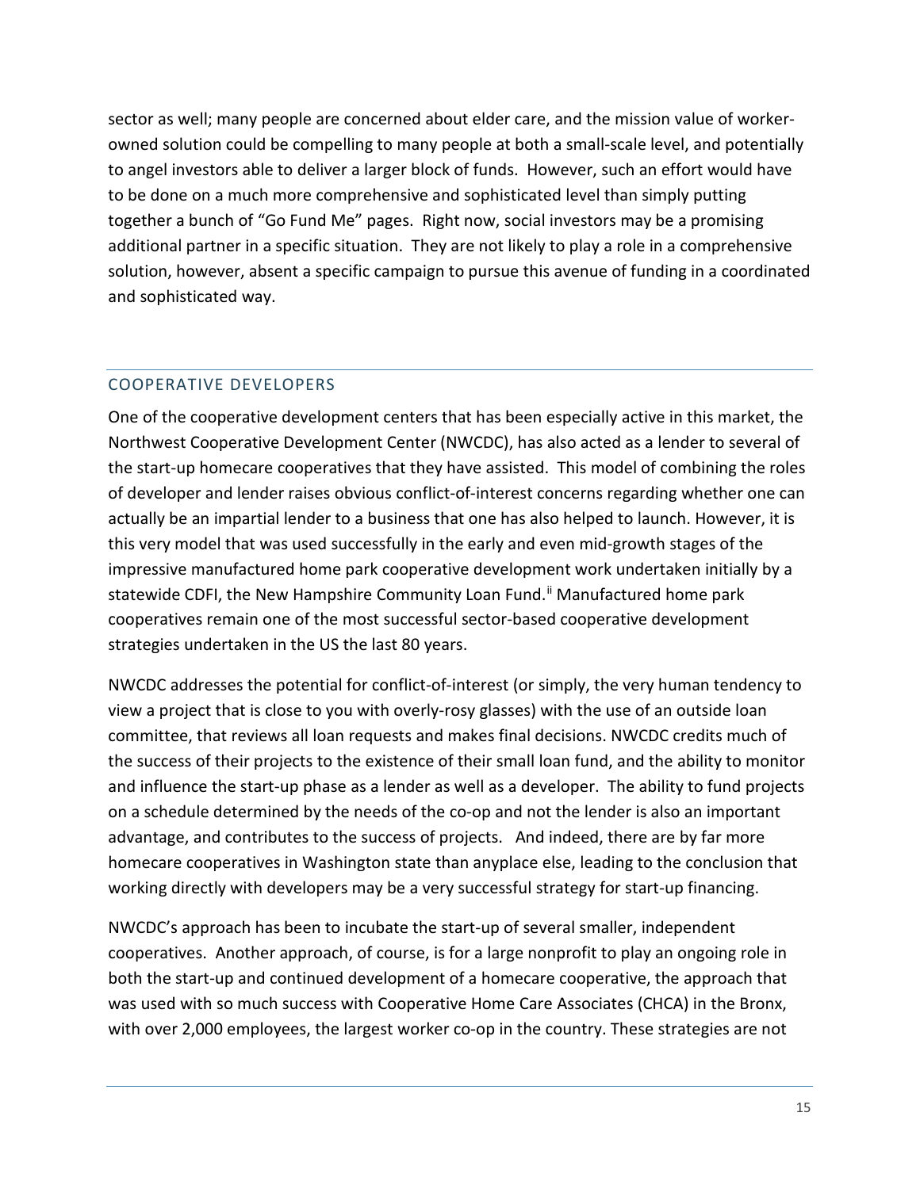sector as well; many people are concerned about elder care, and the mission value of worker-owned solution could be compelling to many people at both a small-scale level, and potentially to angel investors able to deliver a larger block of funds. However, such an effort would have to be done on a much more comprehensive and sophisticated level than simply putting together a bunch of "Go Fund Me" pages. Right now, social investors may be a promising additional partner in a specific situation. They are not likely to play a role in a comprehensive solution, however, absent a specific campaign to pursue this avenue of funding in a coordinated and sophisticated way.

## COOPERATIVE DEVELOPERS

One of the cooperative development centers that has been especially active in this market, the Northwest Cooperative Development Center (NWCDC), has also acted as a lender to several of the start-up homecare cooperatives that they have assisted. This model of combining the roles of developer and lender raises obvious conflict-of-interest concerns regarding whether one can actually be an impartial lender to a business that one has also helped to launch. However, it is this very model that was used successfully in the early and even mid-growth stages of the impressive manufactured home park cooperative development work undertaken initially by a statewide CDFI, the New Hampshire Community Loan Fund.[ii] Manufactured home park cooperatives remain one of the most successful sector-based cooperative development strategies undertaken in the US the last 80 years.

NWCDC addresses the potential for conflict-of-interest (or simply, the very human tendency to view a project that is close to you with overly-rosy glasses) with the use of an outside loan committee, that reviews all loan requests and makes final decisions. NWCDC credits much of the success of their projects to the existence of their small loan fund, and the ability to monitor and influence the start-up phase as a lender as well as a developer. The ability to fund projects on a schedule determined by the needs of the co-op and not the lender is also an important advantage, and contributes to the success of projects. And indeed, there are by far more homecare cooperatives in Washington state than anyplace else, leading to the conclusion that working directly with developers may be a very successful strategy for start-up financing.

NWCDC's approach has been to incubate the start-up of several smaller, independent cooperatives. Another approach, of course, is for a large nonprofit to play an ongoing role in both the start-up and continued development of a homecare cooperative, the approach that was used with so much success with Cooperative Home Care Associates (CHCA) in the Bronx, with over 2,000 employees, the largest worker co-op in the country. These strategies are not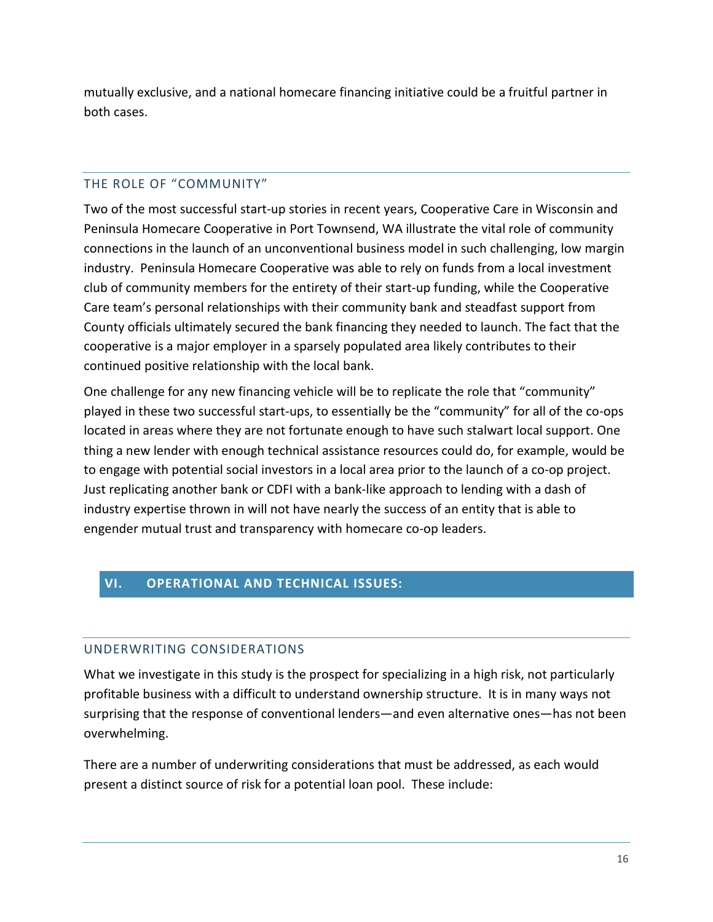mutually exclusive, and a national homecare financing initiative could be a fruitful partner in both cases.

### THE ROLE OF "COMMUNITY"

Two of the most successful start-up stories in recent years, Cooperative Care in Wisconsin and Peninsula Homecare Cooperative in Port Townsend, WA illustrate the vital role of community connections in the launch of an unconventional business model in such challenging, low margin industry. Peninsula Homecare Cooperative was able to rely on funds from a local investment club of community members for the entirety of their start-up funding, while the Cooperative Care team's personal relationships with their community bank and steadfast support from County officials ultimately secured the bank financing they needed to launch. The fact that the cooperative is a major employer in a sparsely populated area likely contributes to their continued positive relationship with the local bank.

One challenge for any new financing vehicle will be to replicate the role that "community" played in these two successful start-ups, to essentially be the "community" for all of the co-ops located in areas where they are not fortunate enough to have such stalwart local support. One thing a new lender with enough technical assistance resources could do, for example, would be to engage with potential social investors in a local area prior to the launch of a co-op project. Just replicating another bank or CDFI with a bank-like approach to lending with a dash of industry expertise thrown in will not have nearly the success of an entity that is able to engender mutual trust and transparency with homecare co-op leaders.

## VI. OPERATIONAL AND TECHNICAL ISSUES:

### UNDERWRITING CONSIDERATIONS

What we investigate in this study is the prospect for specializing in a high risk, not particularly profitable business with a difficult to understand ownership structure. It is in many ways not surprising that the response of conventional lenders—and even alternative ones—has not been overwhelming.

There are a number of underwriting considerations that must be addressed, as each would present a distinct source of risk for a potential loan pool. These include: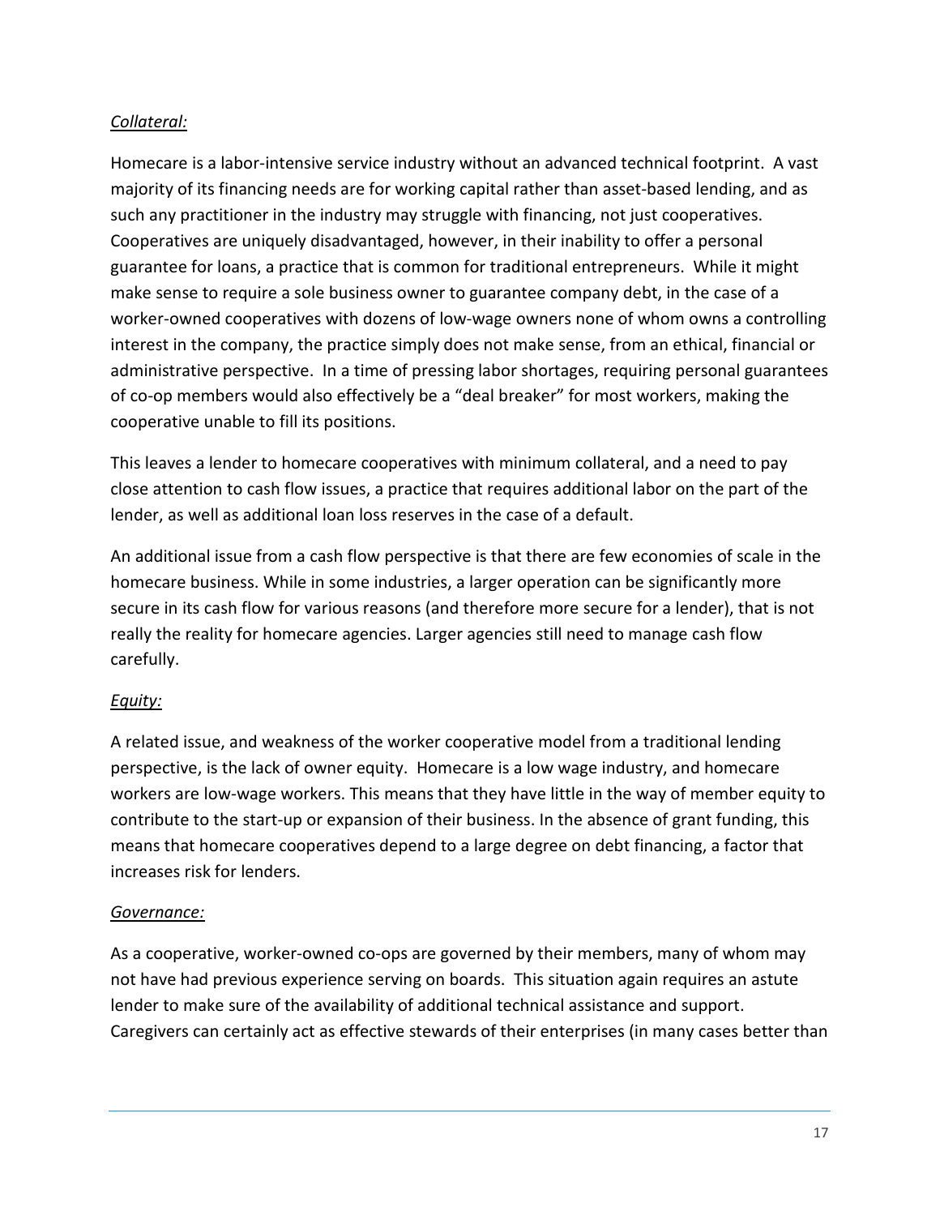*Collateral:*

Homecare is a labor-intensive service industry without an advanced technical footprint. A vast majority of its financing needs are for working capital rather than asset-based lending, and as such any practitioner in the industry may struggle with financing, not just cooperatives. Cooperatives are uniquely disadvantaged, however, in their inability to offer a personal guarantee for loans, a practice that is common for traditional entrepreneurs. While it might make sense to require a sole business owner to guarantee company debt, in the case of a worker-owned cooperatives with dozens of low-wage owners none of whom owns a controlling interest in the company, the practice simply does not make sense, from an ethical, financial or administrative perspective. In a time of pressing labor shortages, requiring personal guarantees of co-op members would also effectively be a "deal breaker" for most workers, making the cooperative unable to fill its positions.

This leaves a lender to homecare cooperatives with minimum collateral, and a need to pay close attention to cash flow issues, a practice that requires additional labor on the part of the lender, as well as additional loan loss reserves in the case of a default.

An additional issue from a cash flow perspective is that there are few economies of scale in the homecare business. While in some industries, a larger operation can be significantly more secure in its cash flow for various reasons (and therefore more secure for a lender), that is not really the reality for homecare agencies. Larger agencies still need to manage cash flow carefully.

*Equity:*

A related issue, and weakness of the worker cooperative model from a traditional lending perspective, is the lack of owner equity. Homecare is a low wage industry, and homecare workers are low-wage workers. This means that they have little in the way of member equity to contribute to the start-up or expansion of their business. In the absence of grant funding, this means that homecare cooperatives depend to a large degree on debt financing, a factor that increases risk for lenders.

*Governance:*

As a cooperative, worker-owned co-ops are governed by their members, many of whom may not have had previous experience serving on boards. This situation again requires an astute lender to make sure of the availability of additional technical assistance and support. Caregivers can certainly act as effective stewards of their enterprises (in many cases better than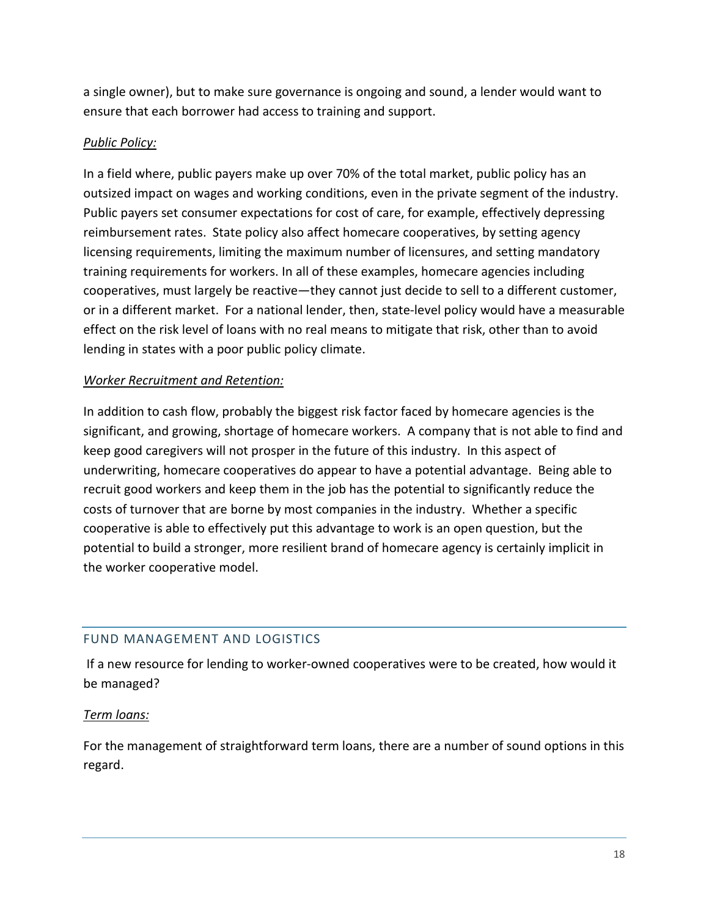a single owner), but to make sure governance is ongoing and sound, a lender would want to ensure that each borrower had access to training and support.

*Public Policy:*

In a field where, public payers make up over 70% of the total market, public policy has an outsized impact on wages and working conditions, even in the private segment of the industry. Public payers set consumer expectations for cost of care, for example, effectively depressing reimbursement rates. State policy also affect homecare cooperatives, by setting agency licensing requirements, limiting the maximum number of licensures, and setting mandatory training requirements for workers. In all of these examples, homecare agencies including cooperatives, must largely be reactive—they cannot just decide to sell to a different customer, or in a different market. For a national lender, then, state-level policy would have a measurable effect on the risk level of loans with no real means to mitigate that risk, other than to avoid lending in states with a poor public policy climate.

*Worker Recruitment and Retention:*

In addition to cash flow, probably the biggest risk factor faced by homecare agencies is the significant, and growing, shortage of homecare workers. A company that is not able to find and keep good caregivers will not prosper in the future of this industry. In this aspect of underwriting, homecare cooperatives do appear to have a potential advantage. Being able to recruit good workers and keep them in the job has the potential to significantly reduce the costs of turnover that are borne by most companies in the industry. Whether a specific cooperative is able to effectively put this advantage to work is an open question, but the potential to build a stronger, more resilient brand of homecare agency is certainly implicit in the worker cooperative model.

## FUND MANAGEMENT AND LOGISTICS

If a new resource for lending to worker-owned cooperatives were to be created, how would it be managed?

*Term loans:*

For the management of straightforward term loans, there are a number of sound options in this regard.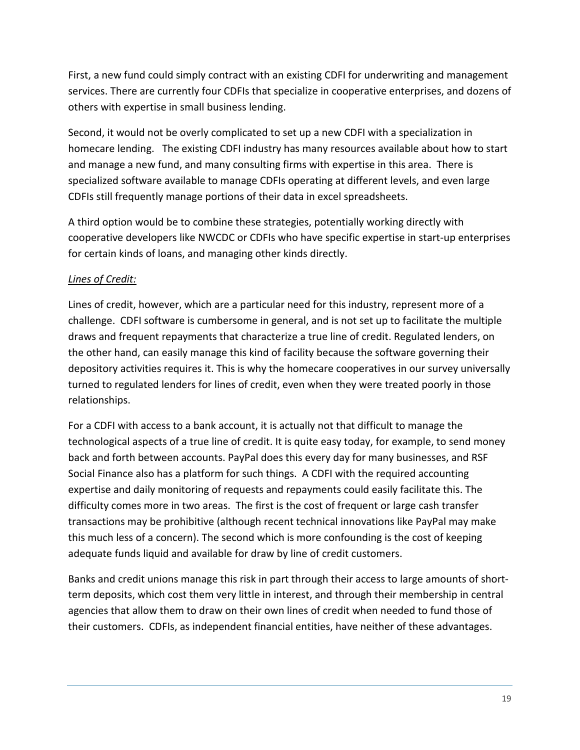First, a new fund could simply contract with an existing CDFI for underwriting and management services. There are currently four CDFIs that specialize in cooperative enterprises, and dozens of others with expertise in small business lending.

Second, it would not be overly complicated to set up a new CDFI with a specialization in homecare lending. The existing CDFI industry has many resources available about how to start and manage a new fund, and many consulting firms with expertise in this area. There is specialized software available to manage CDFIs operating at different levels, and even large CDFIs still frequently manage portions of their data in excel spreadsheets.

A third option would be to combine these strategies, potentially working directly with cooperative developers like NWCDC or CDFIs who have specific expertise in start-up enterprises for certain kinds of loans, and managing other kinds directly.

*Lines of Credit:*

Lines of credit, however, which are a particular need for this industry, represent more of a challenge. CDFI software is cumbersome in general, and is not set up to facilitate the multiple draws and frequent repayments that characterize a true line of credit. Regulated lenders, on the other hand, can easily manage this kind of facility because the software governing their depository activities requires it. This is why the homecare cooperatives in our survey universally turned to regulated lenders for lines of credit, even when they were treated poorly in those relationships.

For a CDFI with access to a bank account, it is actually not that difficult to manage the technological aspects of a true line of credit. It is quite easy today, for example, to send money back and forth between accounts. PayPal does this every day for many businesses, and RSF Social Finance also has a platform for such things. A CDFI with the required accounting expertise and daily monitoring of requests and repayments could easily facilitate this. The difficulty comes more in two areas. The first is the cost of frequent or large cash transfer transactions may be prohibitive (although recent technical innovations like PayPal may make this much less of a concern). The second which is more confounding is the cost of keeping adequate funds liquid and available for draw by line of credit customers.

Banks and credit unions manage this risk in part through their access to large amounts of short-term deposits, which cost them very little in interest, and through their membership in central agencies that allow them to draw on their own lines of credit when needed to fund those of their customers. CDFIs, as independent financial entities, have neither of these advantages.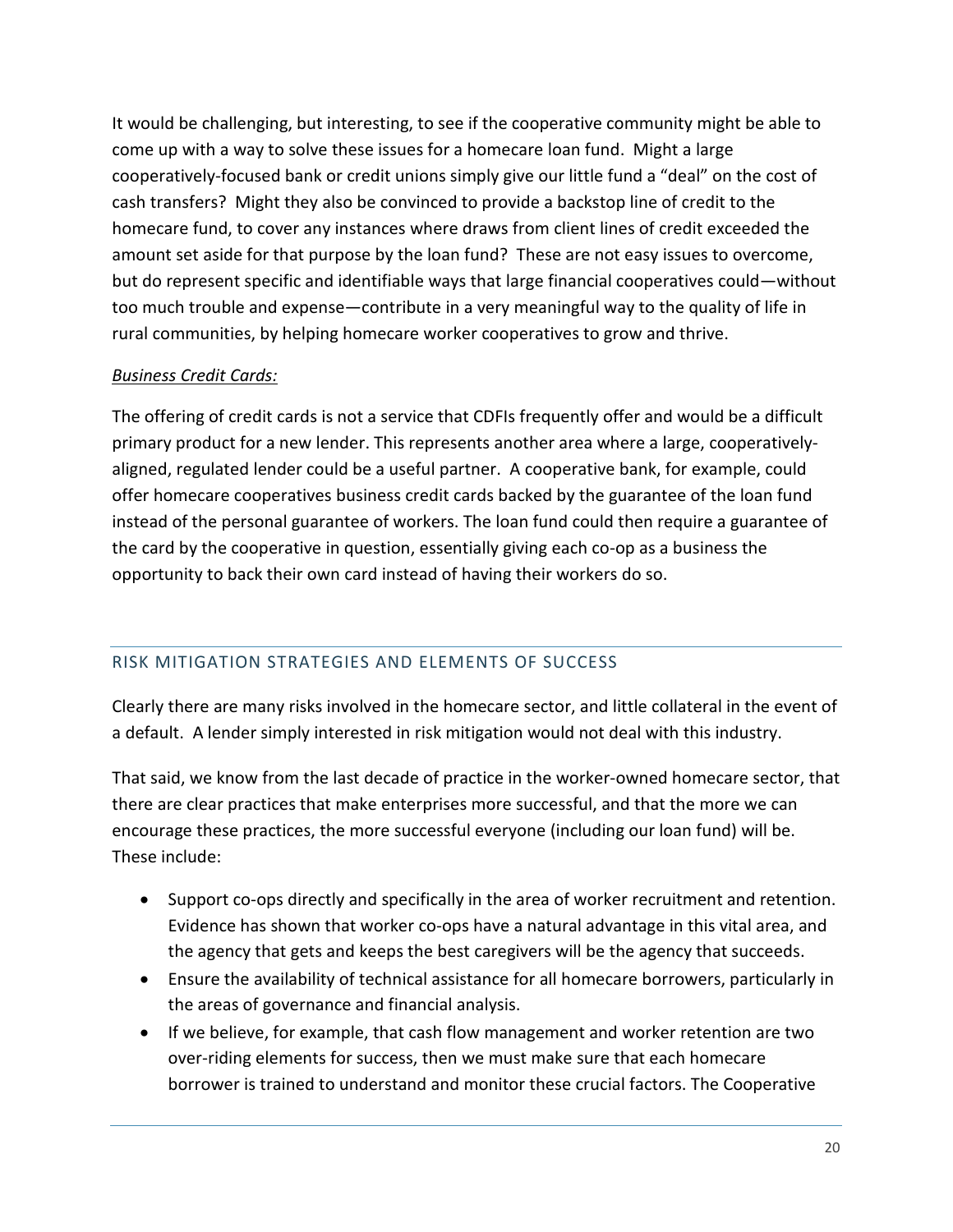It would be challenging, but interesting, to see if the cooperative community might be able to come up with a way to solve these issues for a homecare loan fund. Might a large cooperatively-focused bank or credit unions simply give our little fund a "deal" on the cost of cash transfers? Might they also be convinced to provide a backstop line of credit to the homecare fund, to cover any instances where draws from client lines of credit exceeded the amount set aside for that purpose by the loan fund? These are not easy issues to overcome, but do represent specific and identifiable ways that large financial cooperatives could—without too much trouble and expense—contribute in a very meaningful way to the quality of life in rural communities, by helping homecare worker cooperatives to grow and thrive.

*Business Credit Cards:*

The offering of credit cards is not a service that CDFIs frequently offer and would be a difficult primary product for a new lender. This represents another area where a large, cooperatively-aligned, regulated lender could be a useful partner. A cooperative bank, for example, could offer homecare cooperatives business credit cards backed by the guarantee of the loan fund instead of the personal guarantee of workers. The loan fund could then require a guarantee of the card by the cooperative in question, essentially giving each co-op as a business the opportunity to back their own card instead of having their workers do so.

## RISK MITIGATION STRATEGIES AND ELEMENTS OF SUCCESS

Clearly there are many risks involved in the homecare sector, and little collateral in the event of a default. A lender simply interested in risk mitigation would not deal with this industry.

That said, we know from the last decade of practice in the worker-owned homecare sector, that there are clear practices that make enterprises more successful, and that the more we can encourage these practices, the more successful everyone (including our loan fund) will be. These include:

- Support co-ops directly and specifically in the area of worker recruitment and retention. Evidence has shown that worker co-ops have a natural advantage in this vital area, and the agency that gets and keeps the best caregivers will be the agency that succeeds.
- Ensure the availability of technical assistance for all homecare borrowers, particularly in the areas of governance and financial analysis.
- If we believe, for example, that cash flow management and worker retention are two over-riding elements for success, then we must make sure that each homecare borrower is trained to understand and monitor these crucial factors. The Cooperative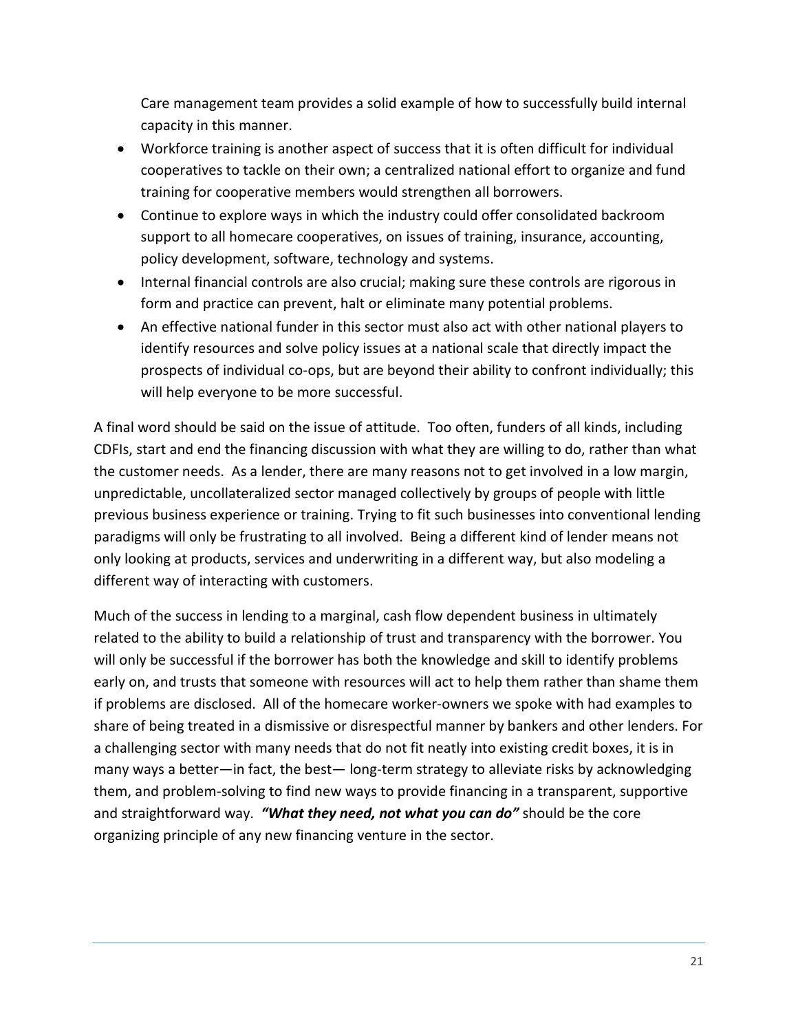Care management team provides a solid example of how to successfully build internal capacity in this manner.

- Workforce training is another aspect of success that it is often difficult for individual cooperatives to tackle on their own; a centralized national effort to organize and fund training for cooperative members would strengthen all borrowers.
- Continue to explore ways in which the industry could offer consolidated backroom support to all homecare cooperatives, on issues of training, insurance, accounting, policy development, software, technology and systems.
- Internal financial controls are also crucial; making sure these controls are rigorous in form and practice can prevent, halt or eliminate many potential problems.
- An effective national funder in this sector must also act with other national players to identify resources and solve policy issues at a national scale that directly impact the prospects of individual co-ops, but are beyond their ability to confront individually; this will help everyone to be more successful.

A final word should be said on the issue of attitude. Too often, funders of all kinds, including CDFIs, start and end the financing discussion with what they are willing to do, rather than what the customer needs. As a lender, there are many reasons not to get involved in a low margin, unpredictable, uncollateralized sector managed collectively by groups of people with little previous business experience or training. Trying to fit such businesses into conventional lending paradigms will only be frustrating to all involved. Being a different kind of lender means not only looking at products, services and underwriting in a different way, but also modeling a different way of interacting with customers.

Much of the success in lending to a marginal, cash flow dependent business in ultimately related to the ability to build a relationship of trust and transparency with the borrower. You will only be successful if the borrower has both the knowledge and skill to identify problems early on, and trusts that someone with resources will act to help them rather than shame them if problems are disclosed. All of the homecare worker-owners we spoke with had examples to share of being treated in a dismissive or disrespectful manner by bankers and other lenders. For a challenging sector with many needs that do not fit neatly into existing credit boxes, it is in many ways a better—in fact, the best— long-term strategy to alleviate risks by acknowledging them, and problem-solving to find new ways to provide financing in a transparent, supportive and straightforward way. ***"What they need, not what you can do"*** should be the core organizing principle of any new financing venture in the sector.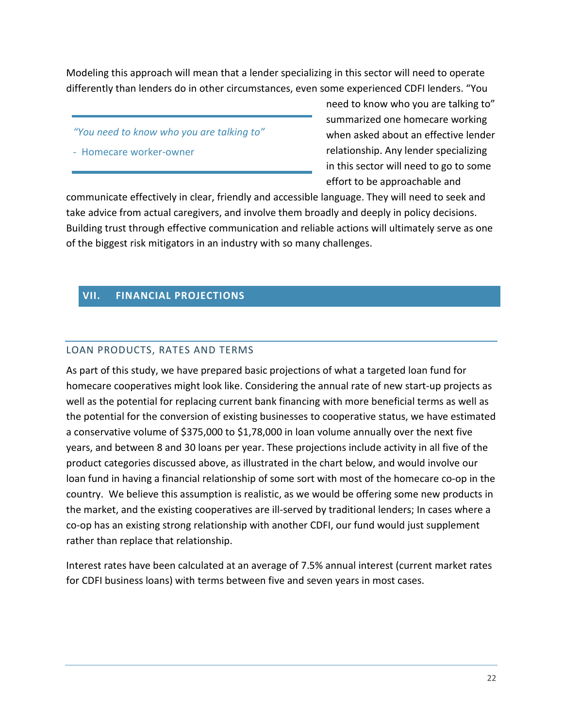Modeling this approach will mean that a lender specializing in this sector will need to operate differently than lenders do in other circumstances, even some experienced CDFI lenders. "You need to know who you are talking to" summarized one homecare working when asked about an effective lender relationship. Any lender specializing in this sector will need to go to some effort to be approachable and communicate effectively in clear, friendly and accessible language. They will need to seek and take advice from actual caregivers, and involve them broadly and deeply in policy decisions. Building trust through effective communication and reliable actions will ultimately serve as one of the biggest risk mitigators in an industry with so many challenges.

> *"You need to know who you are talking to"*
>
> \- Homecare worker-owner

## VII. FINANCIAL PROJECTIONS

### LOAN PRODUCTS, RATES AND TERMS

As part of this study, we have prepared basic projections of what a targeted loan fund for homecare cooperatives might look like. Considering the annual rate of new start-up projects as well as the potential for replacing current bank financing with more beneficial terms as well as the potential for the conversion of existing businesses to cooperative status, we have estimated a conservative volume of $375,000 to $1,78,000 in loan volume annually over the next five years, and between 8 and 30 loans per year. These projections include activity in all five of the product categories discussed above, as illustrated in the chart below, and would involve our loan fund in having a financial relationship of some sort with most of the homecare co-op in the country.  We believe this assumption is realistic, as we would be offering some new products in the market, and the existing cooperatives are ill-served by traditional lenders; In cases where a co-op has an existing strong relationship with another CDFI, our fund would just supplement rather than replace that relationship.

Interest rates have been calculated at an average of 7.5% annual interest (current market rates for CDFI business loans) with terms between five and seven years in most cases.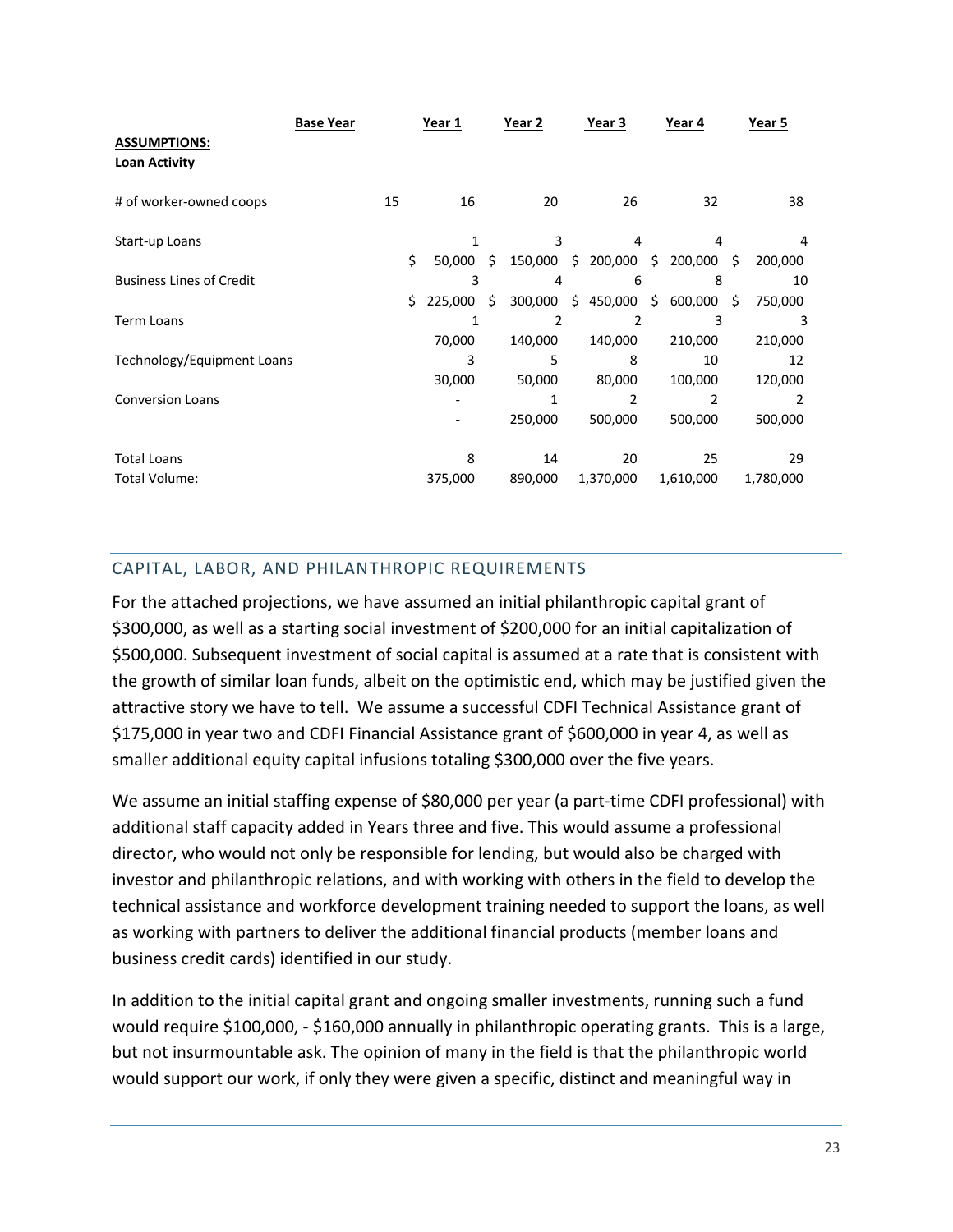| | Base Year | Year 1 | Year 2 | Year 3 | Year 4 | Year 5 |
|---|---|---|---|---|---|---|
| **ASSUMPTIONS:** | | | | | | |
| **Loan Activity** | | | | | | |
| # of worker-owned coops | 15 | 16 | 20 | 26 | 32 | 38 |
| Start-up Loans | | 1 | 3 | 4 | 4 | 4 |
| | | $ 50,000 | $ 150,000 | $ 200,000 | $ 200,000 | $ 200,000 |
| Business Lines of Credit | | 3 | 4 | 6 | 8 | 10 |
| | | $ 225,000 | $ 300,000 | $ 450,000 | $ 600,000 | $ 750,000 |
| Term Loans | | 1 | 2 | 2 | 3 | 3 |
| | | 70,000 | 140,000 | 140,000 | 210,000 | 210,000 |
| Technology/Equipment Loans | | 3 | 5 | 8 | 10 | 12 |
| | | 30,000 | 50,000 | 80,000 | 100,000 | 120,000 |
| Conversion Loans | | - | 1 | 2 | 2 | 2 |
| | | - | 250,000 | 500,000 | 500,000 | 500,000 |
| Total Loans | | 8 | 14 | 20 | 25 | 29 |
| Total Volume: | | 375,000 | 890,000 | 1,370,000 | 1,610,000 | 1,780,000 |

## CAPITAL, LABOR, AND PHILANTHROPIC REQUIREMENTS

For the attached projections, we have assumed an initial philanthropic capital grant of $300,000, as well as a starting social investment of $200,000 for an initial capitalization of $500,000. Subsequent investment of social capital is assumed at a rate that is consistent with the growth of similar loan funds, albeit on the optimistic end, which may be justified given the attractive story we have to tell. We assume a successful CDFI Technical Assistance grant of $175,000 in year two and CDFI Financial Assistance grant of $600,000 in year 4, as well as smaller additional equity capital infusions totaling $300,000 over the five years.

We assume an initial staffing expense of $80,000 per year (a part-time CDFI professional) with additional staff capacity added in Years three and five. This would assume a professional director, who would not only be responsible for lending, but would also be charged with investor and philanthropic relations, and with working with others in the field to develop the technical assistance and workforce development training needed to support the loans, as well as working with partners to deliver the additional financial products (member loans and business credit cards) identified in our study.

In addition to the initial capital grant and ongoing smaller investments, running such a fund would require $100,000, - $160,000 annually in philanthropic operating grants. This is a large, but not insurmountable ask. The opinion of many in the field is that the philanthropic world would support our work, if only they were given a specific, distinct and meaningful way in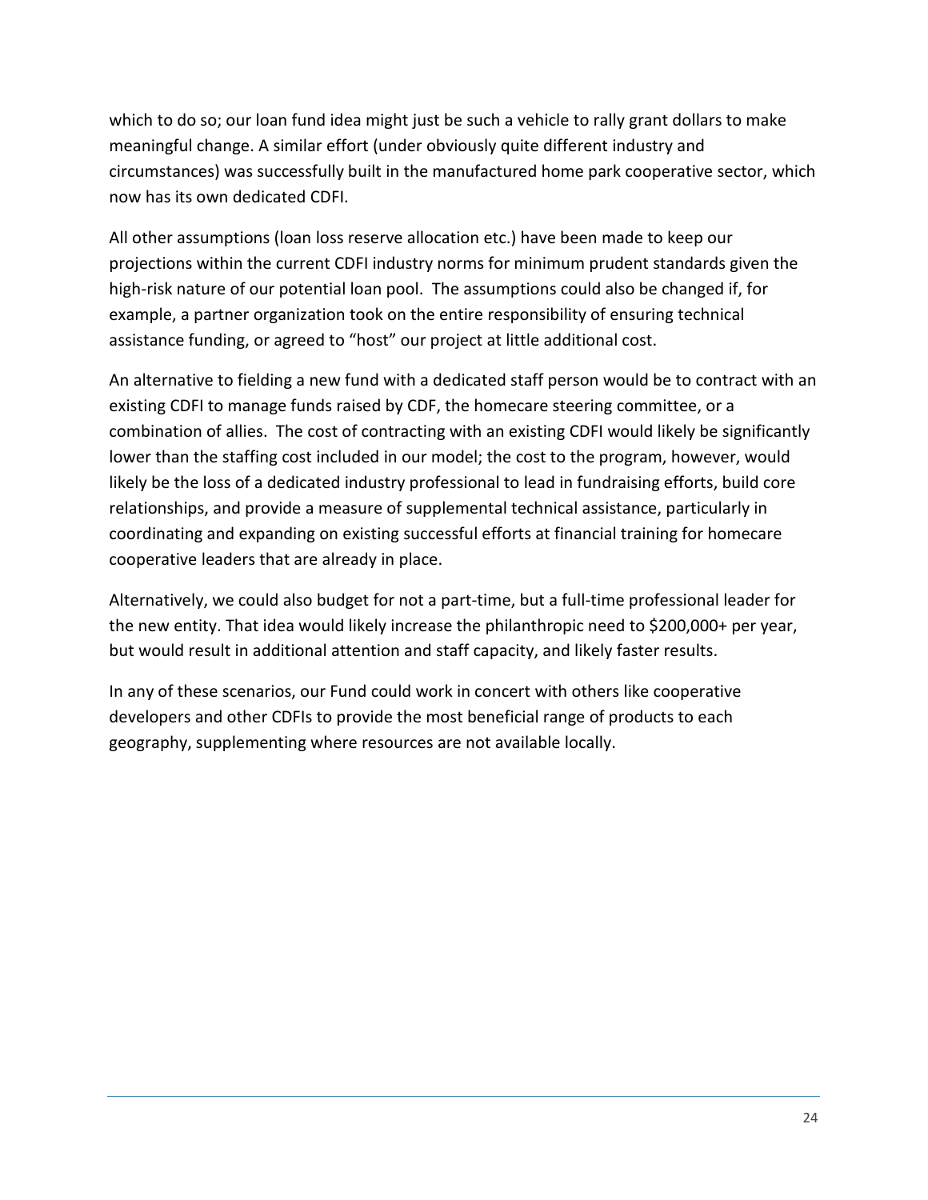which to do so; our loan fund idea might just be such a vehicle to rally grant dollars to make meaningful change. A similar effort (under obviously quite different industry and circumstances) was successfully built in the manufactured home park cooperative sector, which now has its own dedicated CDFI.

All other assumptions (loan loss reserve allocation etc.) have been made to keep our projections within the current CDFI industry norms for minimum prudent standards given the high-risk nature of our potential loan pool. The assumptions could also be changed if, for example, a partner organization took on the entire responsibility of ensuring technical assistance funding, or agreed to "host" our project at little additional cost.

An alternative to fielding a new fund with a dedicated staff person would be to contract with an existing CDFI to manage funds raised by CDF, the homecare steering committee, or a combination of allies. The cost of contracting with an existing CDFI would likely be significantly lower than the staffing cost included in our model; the cost to the program, however, would likely be the loss of a dedicated industry professional to lead in fundraising efforts, build core relationships, and provide a measure of supplemental technical assistance, particularly in coordinating and expanding on existing successful efforts at financial training for homecare cooperative leaders that are already in place.

Alternatively, we could also budget for not a part-time, but a full-time professional leader for the new entity. That idea would likely increase the philanthropic need to $200,000+ per year, but would result in additional attention and staff capacity, and likely faster results.

In any of these scenarios, our Fund could work in concert with others like cooperative developers and other CDFIs to provide the most beneficial range of products to each geography, supplementing where resources are not available locally.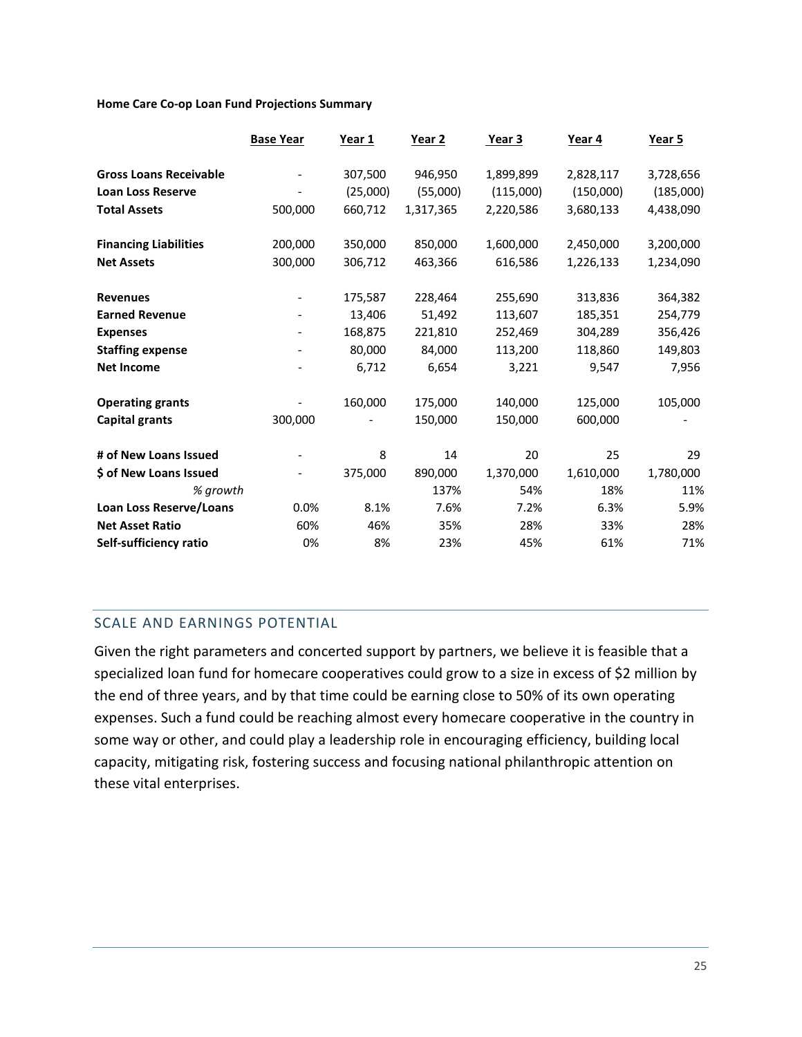**Home Care Co-op Loan Fund Projections Summary**

| | Base Year | Year 1 | Year 2 | Year 3 | Year 4 | Year 5 |
|---|---|---|---|---|---|---|
| **Gross Loans Receivable** | - | 307,500 | 946,950 | 1,899,899 | 2,828,117 | 3,728,656 |
| **Loan Loss Reserve** | - | (25,000) | (55,000) | (115,000) | (150,000) | (185,000) |
| **Total Assets** | 500,000 | 660,712 | 1,317,365 | 2,220,586 | 3,680,133 | 4,438,090 |
| | | | | | | |
| **Financing Liabilities** | 200,000 | 350,000 | 850,000 | 1,600,000 | 2,450,000 | 3,200,000 |
| **Net Assets** | 300,000 | 306,712 | 463,366 | 616,586 | 1,226,133 | 1,234,090 |
| | | | | | | |
| **Revenues** | - | 175,587 | 228,464 | 255,690 | 313,836 | 364,382 |
| **Earned Revenue** | - | 13,406 | 51,492 | 113,607 | 185,351 | 254,779 |
| **Expenses** | - | 168,875 | 221,810 | 252,469 | 304,289 | 356,426 |
| **Staffing expense** | - | 80,000 | 84,000 | 113,200 | 118,860 | 149,803 |
| **Net Income** | - | 6,712 | 6,654 | 3,221 | 9,547 | 7,956 |
| | | | | | | |
| **Operating grants** | - | 160,000 | 175,000 | 140,000 | 125,000 | 105,000 |
| **Capital grants** | 300,000 | - | 150,000 | 150,000 | 600,000 | - |
| | | | | | | |
| **# of New Loans Issued** | - | 8 | 14 | 20 | 25 | 29 |
| **$ of New Loans Issued** | - | 375,000 | 890,000 | 1,370,000 | 1,610,000 | 1,780,000 |
| *% growth* | | | 137% | 54% | 18% | 11% |
| **Loan Loss Reserve/Loans** | 0.0% | 8.1% | 7.6% | 7.2% | 6.3% | 5.9% |
| **Net Asset Ratio** | 60% | 46% | 35% | 28% | 33% | 28% |
| **Self-sufficiency ratio** | 0% | 8% | 23% | 45% | 61% | 71% |

## SCALE AND EARNINGS POTENTIAL

Given the right parameters and concerted support by partners, we believe it is feasible that a specialized loan fund for homecare cooperatives could grow to a size in excess of $2 million by the end of three years, and by that time could be earning close to 50% of its own operating expenses. Such a fund could be reaching almost every homecare cooperative in the country in some way or other, and could play a leadership role in encouraging efficiency, building local capacity, mitigating risk, fostering success and focusing national philanthropic attention on these vital enterprises.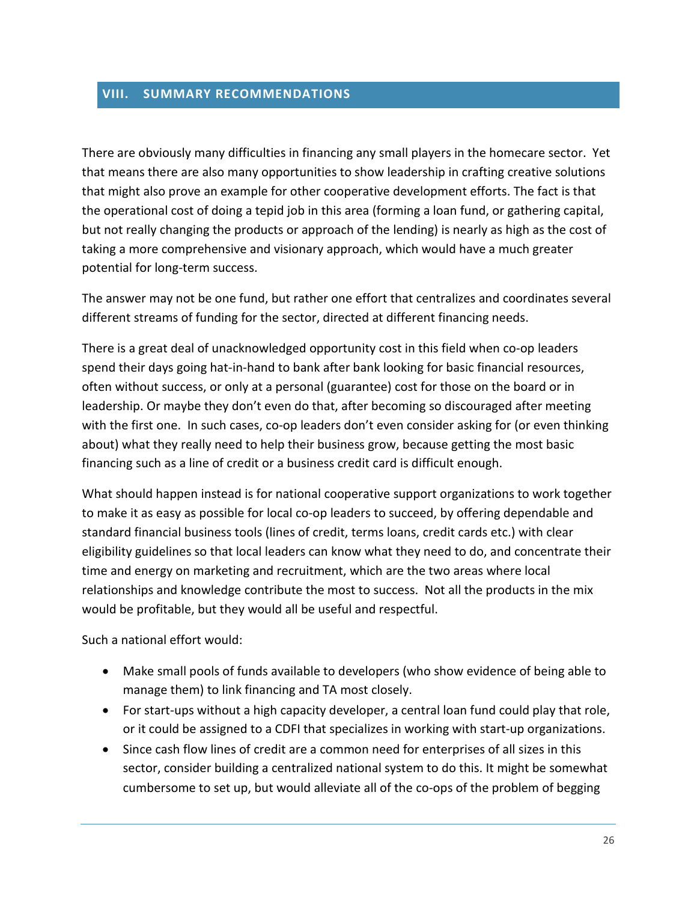## VIII. SUMMARY RECOMMENDATIONS

There are obviously many difficulties in financing any small players in the homecare sector. Yet that means there are also many opportunities to show leadership in crafting creative solutions that might also prove an example for other cooperative development efforts. The fact is that the operational cost of doing a tepid job in this area (forming a loan fund, or gathering capital, but not really changing the products or approach of the lending) is nearly as high as the cost of taking a more comprehensive and visionary approach, which would have a much greater potential for long-term success.

The answer may not be one fund, but rather one effort that centralizes and coordinates several different streams of funding for the sector, directed at different financing needs.

There is a great deal of unacknowledged opportunity cost in this field when co-op leaders spend their days going hat-in-hand to bank after bank looking for basic financial resources, often without success, or only at a personal (guarantee) cost for those on the board or in leadership. Or maybe they don't even do that, after becoming so discouraged after meeting with the first one. In such cases, co-op leaders don't even consider asking for (or even thinking about) what they really need to help their business grow, because getting the most basic financing such as a line of credit or a business credit card is difficult enough.

What should happen instead is for national cooperative support organizations to work together to make it as easy as possible for local co-op leaders to succeed, by offering dependable and standard financial business tools (lines of credit, terms loans, credit cards etc.) with clear eligibility guidelines so that local leaders can know what they need to do, and concentrate their time and energy on marketing and recruitment, which are the two areas where local relationships and knowledge contribute the most to success. Not all the products in the mix would be profitable, but they would all be useful and respectful.

Such a national effort would:

- Make small pools of funds available to developers (who show evidence of being able to manage them) to link financing and TA most closely.
- For start-ups without a high capacity developer, a central loan fund could play that role, or it could be assigned to a CDFI that specializes in working with start-up organizations.
- Since cash flow lines of credit are a common need for enterprises of all sizes in this sector, consider building a centralized national system to do this. It might be somewhat cumbersome to set up, but would alleviate all of the co-ops of the problem of begging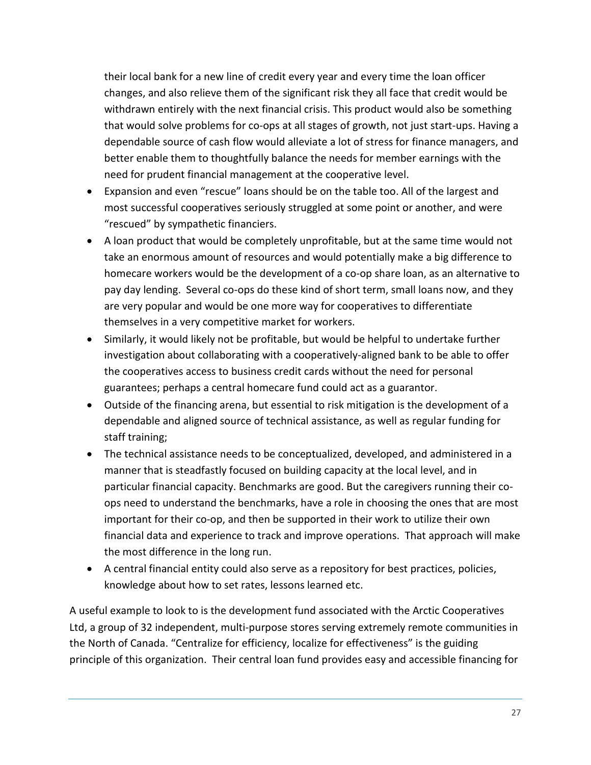their local bank for a new line of credit every year and every time the loan officer changes, and also relieve them of the significant risk they all face that credit would be withdrawn entirely with the next financial crisis. This product would also be something that would solve problems for co-ops at all stages of growth, not just start-ups. Having a dependable source of cash flow would alleviate a lot of stress for finance managers, and better enable them to thoughtfully balance the needs for member earnings with the need for prudent financial management at the cooperative level.

- Expansion and even "rescue" loans should be on the table too. All of the largest and most successful cooperatives seriously struggled at some point or another, and were "rescued" by sympathetic financiers.
- A loan product that would be completely unprofitable, but at the same time would not take an enormous amount of resources and would potentially make a big difference to homecare workers would be the development of a co-op share loan, as an alternative to pay day lending. Several co-ops do these kind of short term, small loans now, and they are very popular and would be one more way for cooperatives to differentiate themselves in a very competitive market for workers.
- Similarly, it would likely not be profitable, but would be helpful to undertake further investigation about collaborating with a cooperatively-aligned bank to be able to offer the cooperatives access to business credit cards without the need for personal guarantees; perhaps a central homecare fund could act as a guarantor.
- Outside of the financing arena, but essential to risk mitigation is the development of a dependable and aligned source of technical assistance, as well as regular funding for staff training;
- The technical assistance needs to be conceptualized, developed, and administered in a manner that is steadfastly focused on building capacity at the local level, and in particular financial capacity. Benchmarks are good. But the caregivers running their co-ops need to understand the benchmarks, have a role in choosing the ones that are most important for their co-op, and then be supported in their work to utilize their own financial data and experience to track and improve operations. That approach will make the most difference in the long run.
- A central financial entity could also serve as a repository for best practices, policies, knowledge about how to set rates, lessons learned etc.

A useful example to look to is the development fund associated with the Arctic Cooperatives Ltd, a group of 32 independent, multi-purpose stores serving extremely remote communities in the North of Canada. "Centralize for efficiency, localize for effectiveness" is the guiding principle of this organization. Their central loan fund provides easy and accessible financing for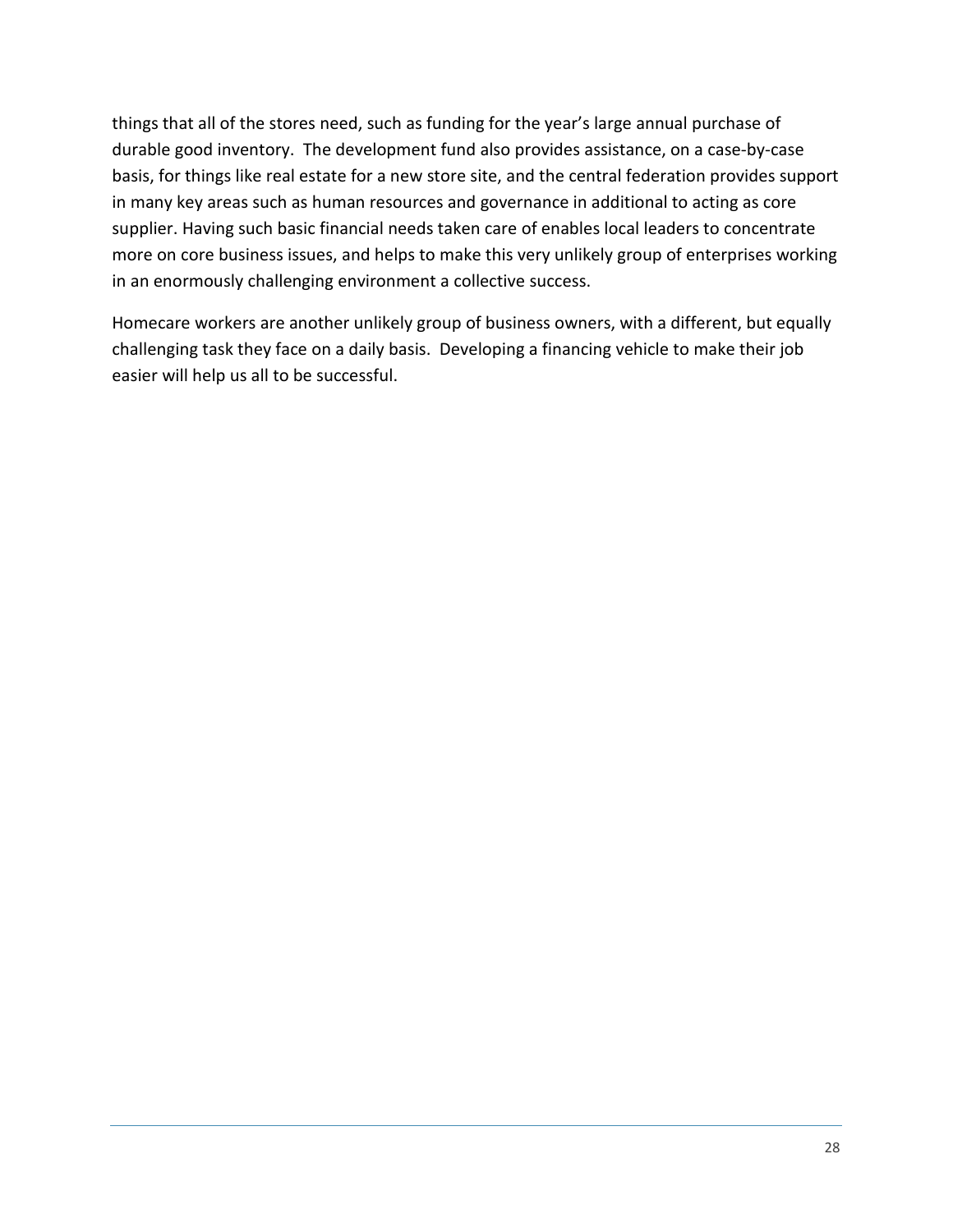things that all of the stores need, such as funding for the year's large annual purchase of durable good inventory.  The development fund also provides assistance, on a case-by-case basis, for things like real estate for a new store site, and the central federation provides support in many key areas such as human resources and governance in additional to acting as core supplier. Having such basic financial needs taken care of enables local leaders to concentrate more on core business issues, and helps to make this very unlikely group of enterprises working in an enormously challenging environment a collective success.

Homecare workers are another unlikely group of business owners, with a different, but equally challenging task they face on a daily basis.  Developing a financing vehicle to make their job easier will help us all to be successful.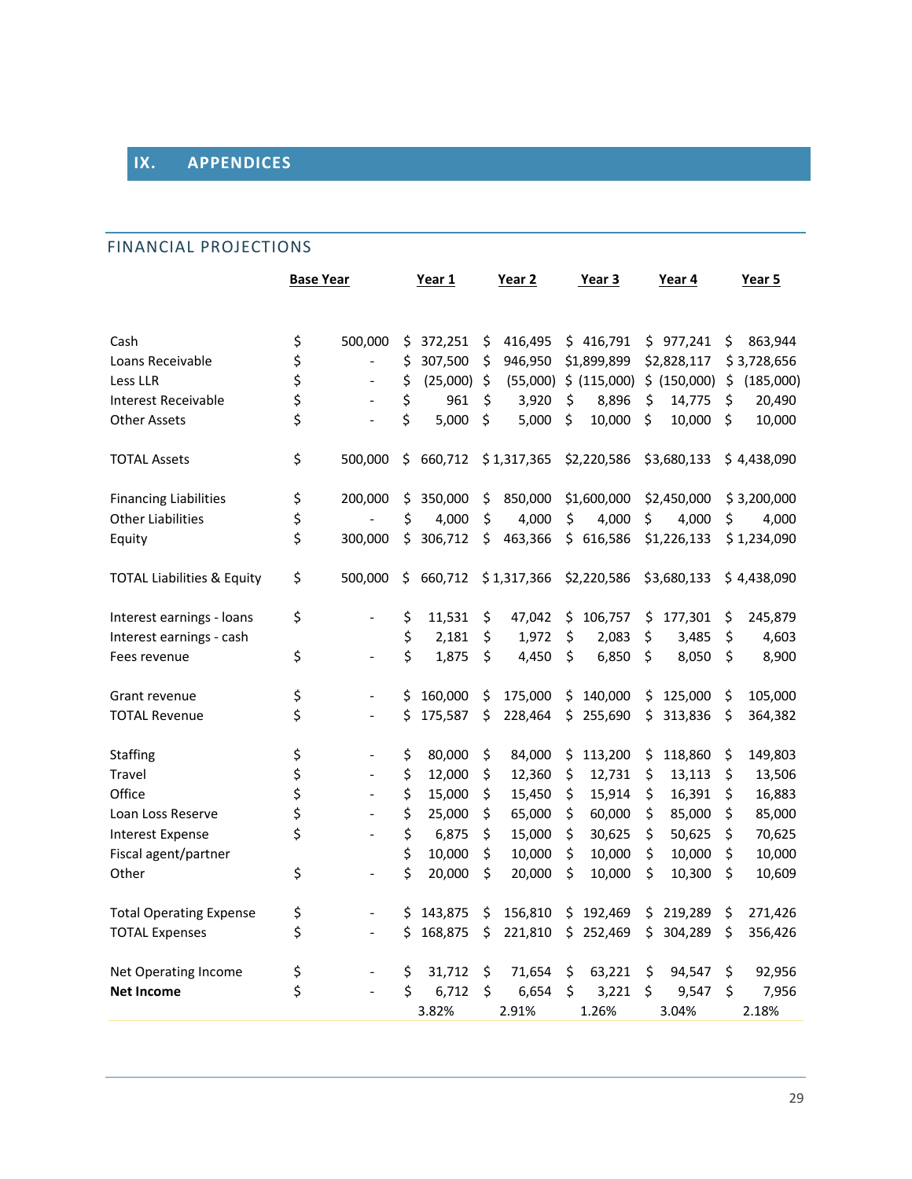# IX. APPENDICES

## FINANCIAL PROJECTIONS

| | Base Year | Year 1 | Year 2 | Year 3 | Year 4 | Year 5 |
|---|---|---|---|---|---|---|
| Cash | $ 500,000 | $ 372,251 | $ 416,495 | $ 416,791 | $ 977,241 | $ 863,944 |
| Loans Receivable | $ - | $ 307,500 | $ 946,950 | $1,899,899 | $2,828,117 | $ 3,728,656 |
| Less LLR | $ - | $ (25,000) | $ (55,000) | $ (115,000) | $ (150,000) | $ (185,000) |
| Interest Receivable | $ - | $ 961 | $ 3,920 | $ 8,896 | $ 14,775 | $ 20,490 |
| Other Assets | $ - | $ 5,000 | $ 5,000 | $ 10,000 | $ 10,000 | $ 10,000 |
| TOTAL Assets | $ 500,000 | $ 660,712 | $ 1,317,365 | $2,220,586 | $3,680,133 | $ 4,438,090 |
| Financing Liabilities | $ 200,000 | $ 350,000 | $ 850,000 | $1,600,000 | $2,450,000 | $ 3,200,000 |
| Other Liabilities | $ - | $ 4,000 | $ 4,000 | $ 4,000 | $ 4,000 | $ 4,000 |
| Equity | $ 300,000 | $ 306,712 | $ 463,366 | $ 616,586 | $1,226,133 | $ 1,234,090 |
| TOTAL Liabilities & Equity | $ 500,000 | $ 660,712 | $ 1,317,366 | $2,220,586 | $3,680,133 | $ 4,438,090 |
| Interest earnings - loans | $ - | $ 11,531 | $ 47,042 | $ 106,757 | $ 177,301 | $ 245,879 |
| Interest earnings - cash | | $ 2,181 | $ 1,972 | $ 2,083 | $ 3,485 | $ 4,603 |
| Fees revenue | $ - | $ 1,875 | $ 4,450 | $ 6,850 | $ 8,050 | $ 8,900 |
| Grant revenue | $ - | $ 160,000 | $ 175,000 | $ 140,000 | $ 125,000 | $ 105,000 |
| TOTAL Revenue | $ - | $ 175,587 | $ 228,464 | $ 255,690 | $ 313,836 | $ 364,382 |
| Staffing | $ - | $ 80,000 | $ 84,000 | $ 113,200 | $ 118,860 | $ 149,803 |
| Travel | $ - | $ 12,000 | $ 12,360 | $ 12,731 | $ 13,113 | $ 13,506 |
| Office | $ - | $ 15,000 | $ 15,450 | $ 15,914 | $ 16,391 | $ 16,883 |
| Loan Loss Reserve | $ - | $ 25,000 | $ 65,000 | $ 60,000 | $ 85,000 | $ 85,000 |
| Interest Expense | $ - | $ 6,875 | $ 15,000 | $ 30,625 | $ 50,625 | $ 70,625 |
| Fiscal agent/partner | | $ 10,000 | $ 10,000 | $ 10,000 | $ 10,000 | $ 10,000 |
| Other | $ - | $ 20,000 | $ 20,000 | $ 10,000 | $ 10,300 | $ 10,609 |
| Total Operating Expense | $ - | $ 143,875 | $ 156,810 | $ 192,469 | $ 219,289 | $ 271,426 |
| TOTAL Expenses | $ - | $ 168,875 | $ 221,810 | $ 252,469 | $ 304,289 | $ 356,426 |
| Net Operating Income | $ - | $ 31,712 | $ 71,654 | $ 63,221 | $ 94,547 | $ 92,956 |
| **Net Income** | $ - | $ 6,712 | $ 6,654 | $ 3,221 | $ 9,547 | $ 7,956 |
| | | 3.82% | 2.91% | 1.26% | 3.04% | 2.18% |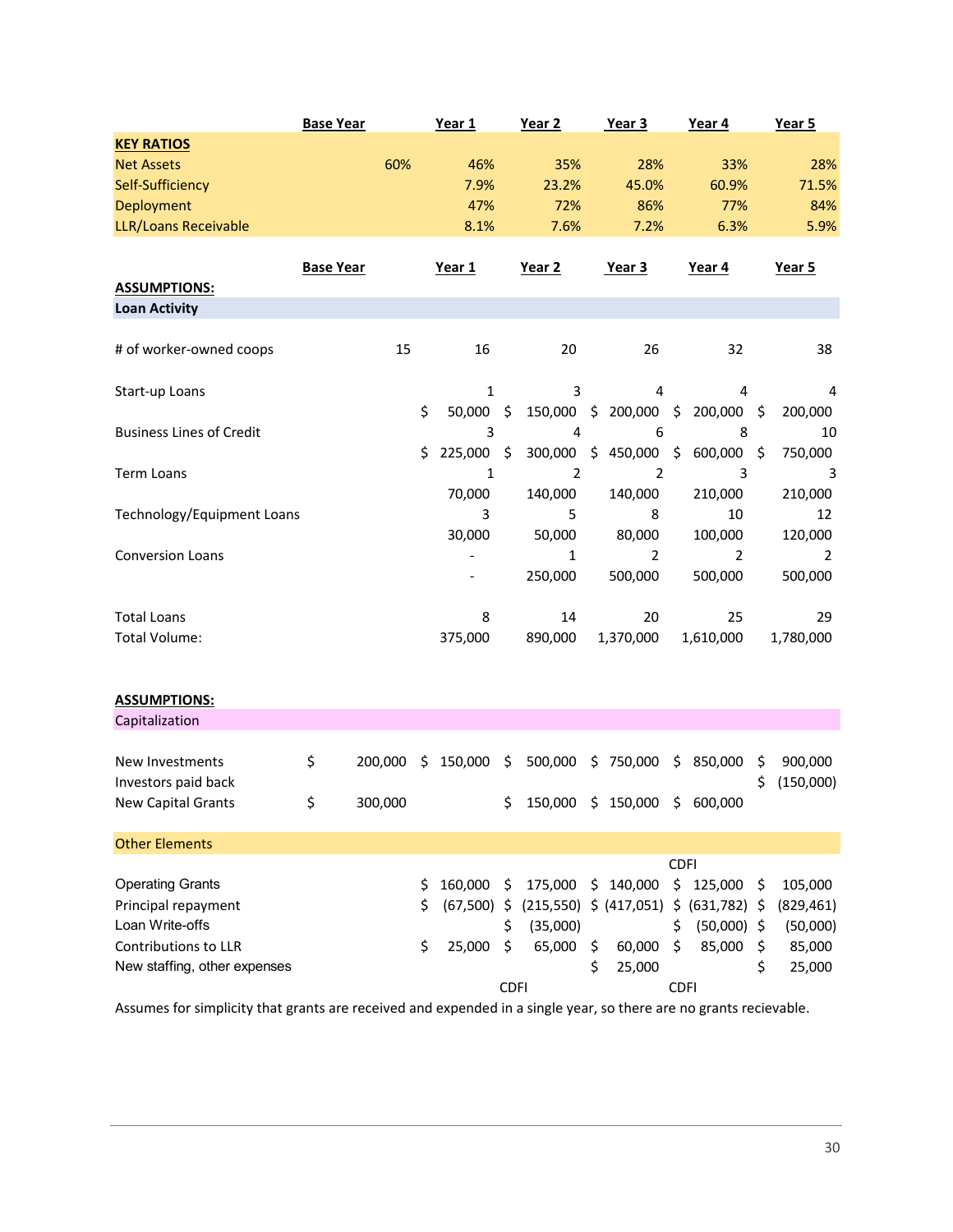| | Base Year | Year 1 | Year 2 | Year 3 | Year 4 | Year 5 |
|---|---|---|---|---|---|---|
| **KEY RATIOS** | | | | | | |
| Net Assets | 60% | 46% | 35% | 28% | 33% | 28% |
| Self-Sufficiency | | 7.9% | 23.2% | 45.0% | 60.9% | 71.5% |
| Deployment | | 47% | 72% | 86% | 77% | 84% |
| LLR/Loans Receivable | | 8.1% | 7.6% | 7.2% | 6.3% | 5.9% |

| | Base Year | Year 1 | Year 2 | Year 3 | Year 4 | Year 5 |
|---|---|---|---|---|---|---|
| **ASSUMPTIONS:** | | | | | | |
| **Loan Activity** | | | | | | |
| # of worker-owned coops | 15 | 16 | 20 | 26 | 32 | 38 |
| Start-up Loans | | 1 | 3 | 4 | 4 | 4 |
| | | $ 50,000 | $ 150,000 | $ 200,000 | $ 200,000 | $ 200,000 |
| Business Lines of Credit | | 3 | 4 | 6 | 8 | 10 |
| | | $ 225,000 | $ 300,000 | $ 450,000 | $ 600,000 | $ 750,000 |
| Term Loans | | 1 | 2 | 2 | 3 | 3 |
| | | 70,000 | 140,000 | 140,000 | 210,000 | 210,000 |
| Technology/Equipment Loans | | 3 | 5 | 8 | 10 | 12 |
| | | 30,000 | 50,000 | 80,000 | 100,000 | 120,000 |
| Conversion Loans | | - | 1 | 2 | 2 | 2 |
| | | - | 250,000 | 500,000 | 500,000 | 500,000 |
| Total Loans | | 8 | 14 | 20 | 25 | 29 |
| Total Volume: | | 375,000 | 890,000 | 1,370,000 | 1,610,000 | 1,780,000 |

| | Base Year | Year 1 | Year 2 | Year 3 | Year 4 | Year 5 |
|---|---|---|---|---|---|---|
| **ASSUMPTIONS:** | | | | | | |
| Capitalization | | | | | | |
| New Investments | $ 200,000 | $ 150,000 | $ 500,000 | $ 750,000 | $ 850,000 | $ 900,000 |
| Investors paid back | | | | | | $ (150,000) |
| New Capital Grants | $ 300,000 | | $ 150,000 | $ 150,000 | $ 600,000 | |
| Other Elements | | | | | | |
| | | | | | CDFI | |
| Operating Grants | | $ 160,000 | $ 175,000 | $ 140,000 | $ 125,000 | $ 105,000 |
| Principal repayment | | $ (67,500) | $ (215,550) | $ (417,051) | $ (631,782) | $ (829,461) |
| Loan Write-offs | | | $ (35,000) | | $ (50,000) | $ (50,000) |
| Contributions to LLR | | $ 25,000 | $ 65,000 | $ 60,000 | $ 85,000 | $ 85,000 |
| New staffing, other expenses | | | | $ 25,000 | | $ 25,000 |
| | | | CDFI | | CDFI | |

Assumes for simplicity that grants are received and expended in a single year, so there are no grants recievable.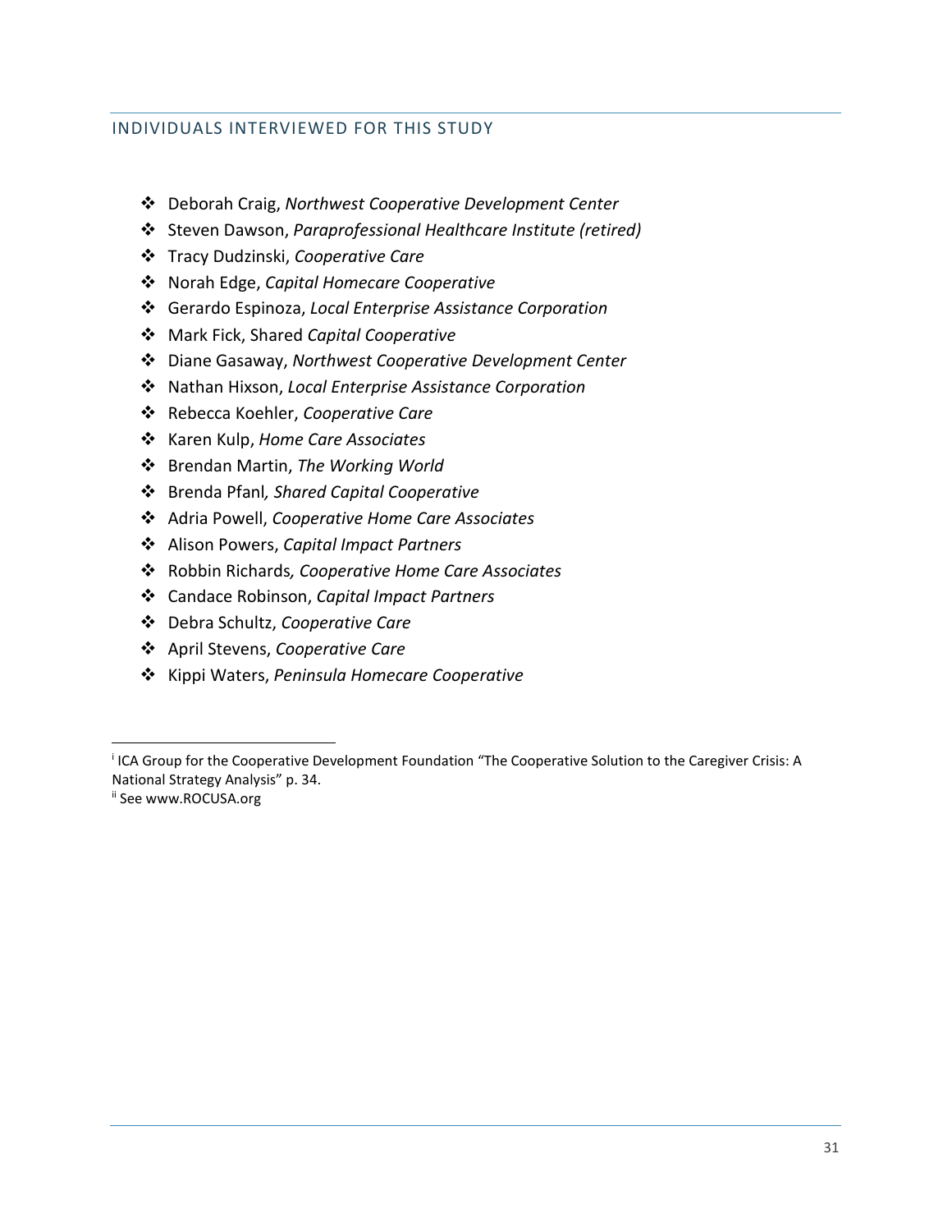## INDIVIDUALS INTERVIEWED FOR THIS STUDY

- Deborah Craig, *Northwest Cooperative Development Center*
- Steven Dawson, *Paraprofessional Healthcare Institute (retired)*
- Tracy Dudzinski, *Cooperative Care*
- Norah Edge, *Capital Homecare Cooperative*
- Gerardo Espinoza, *Local Enterprise Assistance Corporation*
- Mark Fick, Shared *Capital Cooperative*
- Diane Gasaway, *Northwest Cooperative Development Center*
- Nathan Hixson, *Local Enterprise Assistance Corporation*
- Rebecca Koehler, *Cooperative Care*
- Karen Kulp, *Home Care Associates*
- Brendan Martin, *The Working World*
- Brenda Pfanl*, Shared Capital Cooperative*
- Adria Powell, *Cooperative Home Care Associates*
- Alison Powers, *Capital Impact Partners*
- Robbin Richards*, Cooperative Home Care Associates*
- Candace Robinson, *Capital Impact Partners*
- Debra Schultz, *Cooperative Care*
- April Stevens, *Cooperative Care*
- Kippi Waters, *Peninsula Homecare Cooperative*

---

[i] ICA Group for the Cooperative Development Foundation "The Cooperative Solution to the Caregiver Crisis: A National Strategy Analysis" p. 34.

[ii] See www.ROCUSA.org